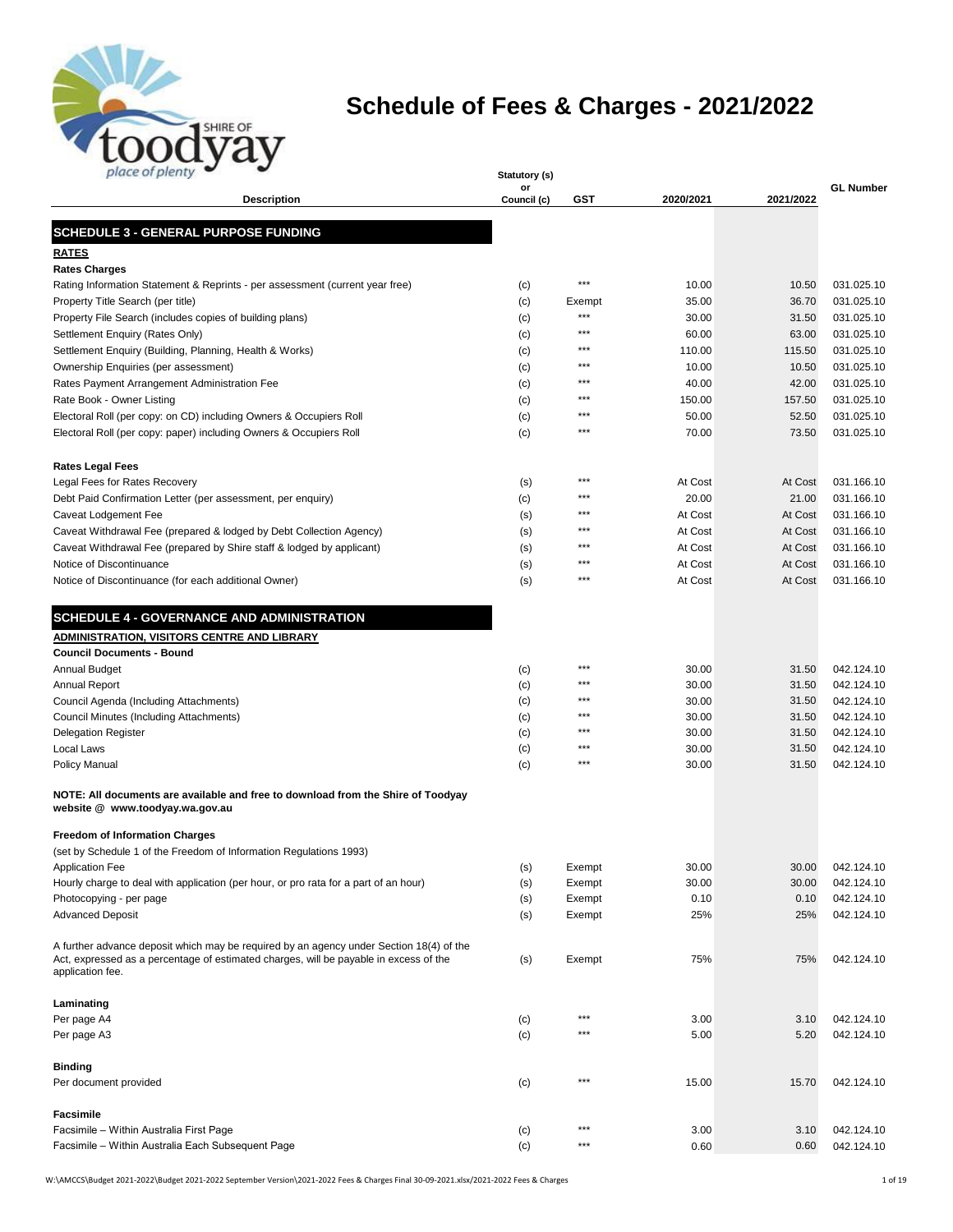# Schedule of Fees & Charges - 2021/2022

| Description | Statutory (s) or Council (c) | GST | 2020/2021 | 2021/2022 | GL Number |
|---|---|---|---|---|---|
| **SCHEDULE 3 - GENERAL PURPOSE FUNDING** | | | | | |
| **RATES** | | | | | |
| **Rates Charges** | | | | | |
| Rating Information Statement & Reprints - per assessment (current year free) | (c) | *** | 10.00 | 10.50 | 031.025.10 |
| Property Title Search (per title) | (c) | Exempt | 35.00 | 36.70 | 031.025.10 |
| Property File Search (includes copies of building plans) | (c) | *** | 30.00 | 31.50 | 031.025.10 |
| Settlement Enquiry (Rates Only) | (c) | *** | 60.00 | 63.00 | 031.025.10 |
| Settlement Enquiry (Building, Planning, Health & Works) | (c) | *** | 110.00 | 115.50 | 031.025.10 |
| Ownership Enquiries (per assessment) | (c) | *** | 10.00 | 10.50 | 031.025.10 |
| Rates Payment Arrangement Administration Fee | (c) | *** | 40.00 | 42.00 | 031.025.10 |
| Rate Book - Owner Listing | (c) | *** | 150.00 | 157.50 | 031.025.10 |
| Electoral Roll (per copy: on CD) including Owners & Occupiers Roll | (c) | *** | 50.00 | 52.50 | 031.025.10 |
| Electoral Roll (per copy: paper) including Owners & Occupiers Roll | (c) | *** | 70.00 | 73.50 | 031.025.10 |
| **Rates Legal Fees** | | | | | |
| Legal Fees for Rates Recovery | (s) | *** | At Cost | At Cost | 031.166.10 |
| Debt Paid Confirmation Letter (per assessment, per enquiry) | (c) | *** | 20.00 | 21.00 | 031.166.10 |
| Caveat Lodgement Fee | (s) | *** | At Cost | At Cost | 031.166.10 |
| Caveat Withdrawal Fee (prepared & lodged by Debt Collection Agency) | (s) | *** | At Cost | At Cost | 031.166.10 |
| Caveat Withdrawal Fee (prepared by Shire staff & lodged by applicant) | (s) | *** | At Cost | At Cost | 031.166.10 |
| Notice of Discontinuance | (s) | *** | At Cost | At Cost | 031.166.10 |
| Notice of Discontinuance (for each additional Owner) | (s) | *** | At Cost | At Cost | 031.166.10 |
| **SCHEDULE 4 - GOVERNANCE AND ADMINISTRATION** | | | | | |
| **ADMINISTRATION, VISITORS CENTRE AND LIBRARY** | | | | | |
| **Council Documents - Bound** | | | | | |
| Annual Budget | (c) | *** | 30.00 | 31.50 | 042.124.10 |
| Annual Report | (c) | *** | 30.00 | 31.50 | 042.124.10 |
| Council Agenda (Including Attachments) | (c) | *** | 30.00 | 31.50 | 042.124.10 |
| Council Minutes (Including Attachments) | (c) | *** | 30.00 | 31.50 | 042.124.10 |
| Delegation Register | (c) | *** | 30.00 | 31.50 | 042.124.10 |
| Local Laws | (c) | *** | 30.00 | 31.50 | 042.124.10 |
| Policy Manual | (c) | *** | 30.00 | 31.50 | 042.124.10 |
| **NOTE: All documents are available and free to download from the Shire of Toodyay website @ www.toodyay.wa.gov.au** | | | | | |
| **Freedom of Information Charges** | | | | | |
| (set by Schedule 1 of the Freedom of Information Regulations 1993) | | | | | |
| Application Fee | (s) | Exempt | 30.00 | 30.00 | 042.124.10 |
| Hourly charge to deal with application (per hour, or pro rata for a part of an hour) | (s) | Exempt | 30.00 | 30.00 | 042.124.10 |
| Photocopying - per page | (s) | Exempt | 0.10 | 0.10 | 042.124.10 |
| Advanced Deposit | (s) | Exempt | 25% | 25% | 042.124.10 |
| A further advance deposit which may be required by an agency under Section 18(4) of the Act, expressed as a percentage of estimated charges, will be payable in excess of the application fee. | (s) | Exempt | 75% | 75% | 042.124.10 |
| **Laminating** | | | | | |
| Per page A4 | (c) | *** | 3.00 | 3.10 | 042.124.10 |
| Per page A3 | (c) | *** | 5.00 | 5.20 | 042.124.10 |
| **Binding** | | | | | |
| Per document provided | (c) | *** | 15.00 | 15.70 | 042.124.10 |
| **Facsimile** | | | | | |
| Facsimile – Within Australia First Page | (c) | *** | 3.00 | 3.10 | 042.124.10 |
| Facsimile – Within Australia Each Subsequent Page | (c) | *** | 0.60 | 0.60 | 042.124.10 |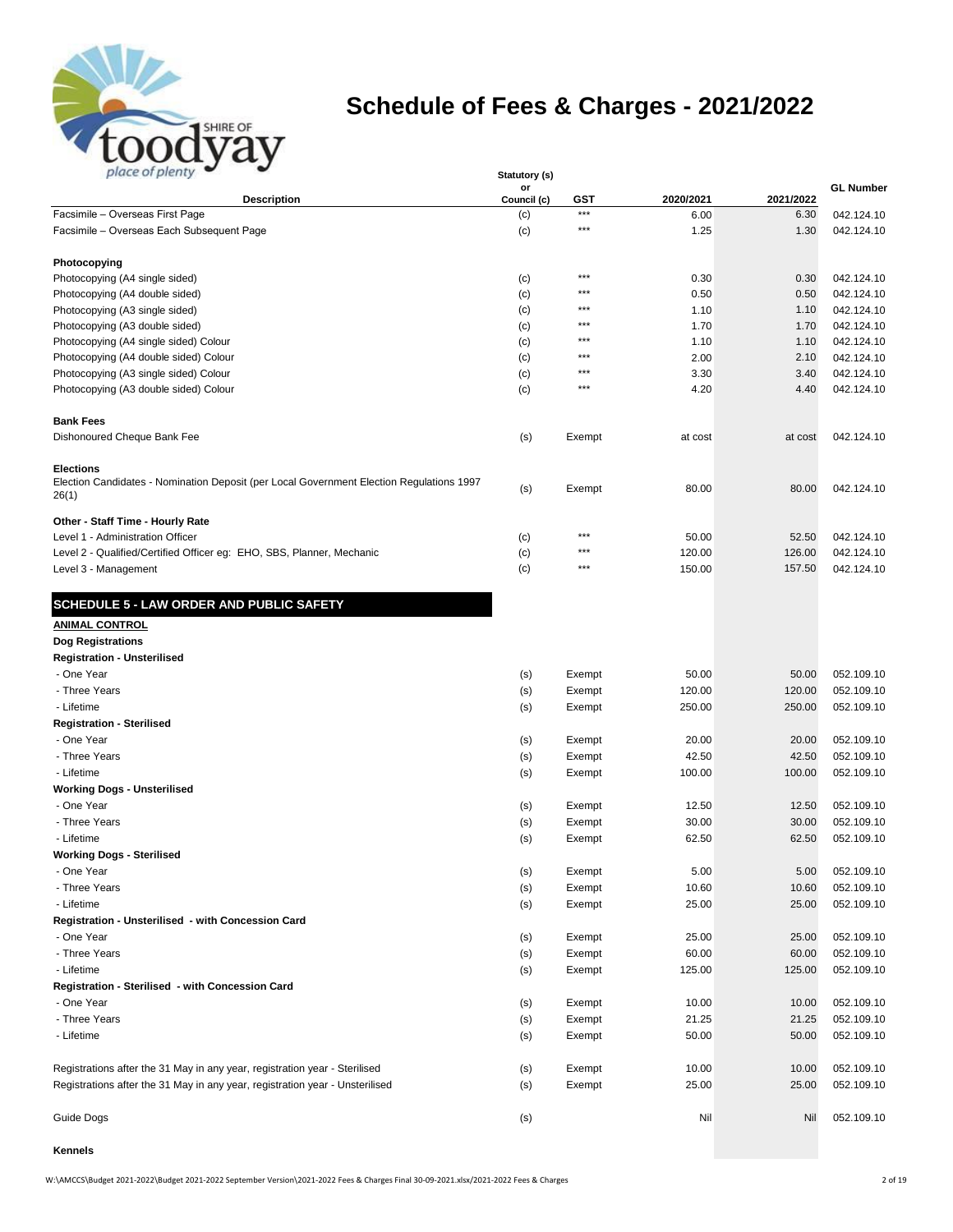# Schedule of Fees & Charges - 2021/2022

| Description | Statutory (s) or Council (c) | GST | 2020/2021 | 2021/2022 | GL Number |
|---|---|---|---|---|---|
| Facsimile – Overseas First Page | (c) | *** | 6.00 | 6.30 | 042.124.10 |
| Facsimile – Overseas Each Subsequent Page | (c) | *** | 1.25 | 1.30 | 042.124.10 |
| | | | | | |
| **Photocopying** | | | | | |
| Photocopying (A4 single sided) | (c) | *** | 0.30 | 0.30 | 042.124.10 |
| Photocopying (A4 double sided) | (c) | *** | 0.50 | 0.50 | 042.124.10 |
| Photocopying (A3 single sided) | (c) | *** | 1.10 | 1.10 | 042.124.10 |
| Photocopying (A3 double sided) | (c) | *** | 1.70 | 1.70 | 042.124.10 |
| Photocopying (A4 single sided) Colour | (c) | *** | 1.10 | 1.10 | 042.124.10 |
| Photocopying (A4 double sided) Colour | (c) | *** | 2.00 | 2.10 | 042.124.10 |
| Photocopying (A3 single sided) Colour | (c) | *** | 3.30 | 3.40 | 042.124.10 |
| Photocopying (A3 double sided) Colour | (c) | *** | 4.20 | 4.40 | 042.124.10 |
| | | | | | |
| **Bank Fees** | | | | | |
| Dishonoured Cheque Bank Fee | (s) | Exempt | at cost | at cost | 042.124.10 |
| | | | | | |
| **Elections** | | | | | |
| Election Candidates - Nomination Deposit (per Local Government Election Regulations 1997 26(1) | (s) | Exempt | 80.00 | 80.00 | 042.124.10 |
| | | | | | |
| **Other - Staff Time - Hourly Rate** | | | | | |
| Level 1 - Administration Officer | (c) | *** | 50.00 | 52.50 | 042.124.10 |
| Level 2 - Qualified/Certified Officer eg: EHO, SBS, Planner, Mechanic | (c) | *** | 120.00 | 126.00 | 042.124.10 |
| Level 3 - Management | (c) | *** | 150.00 | 157.50 | 042.124.10 |
| | | | | | |
| **SCHEDULE 5 - LAW ORDER AND PUBLIC SAFETY** | | | | | |
| **ANIMAL CONTROL** | | | | | |
| **Dog Registrations** | | | | | |
| **Registration - Unsterilised** | | | | | |
| - One Year | (s) | Exempt | 50.00 | 50.00 | 052.109.10 |
| - Three Years | (s) | Exempt | 120.00 | 120.00 | 052.109.10 |
| - Lifetime | (s) | Exempt | 250.00 | 250.00 | 052.109.10 |
| **Registration - Sterilised** | | | | | |
| - One Year | (s) | Exempt | 20.00 | 20.00 | 052.109.10 |
| - Three Years | (s) | Exempt | 42.50 | 42.50 | 052.109.10 |
| - Lifetime | (s) | Exempt | 100.00 | 100.00 | 052.109.10 |
| **Working Dogs - Unsterilised** | | | | | |
| - One Year | (s) | Exempt | 12.50 | 12.50 | 052.109.10 |
| - Three Years | (s) | Exempt | 30.00 | 30.00 | 052.109.10 |
| - Lifetime | (s) | Exempt | 62.50 | 62.50 | 052.109.10 |
| **Working Dogs - Sterilised** | | | | | |
| - One Year | (s) | Exempt | 5.00 | 5.00 | 052.109.10 |
| - Three Years | (s) | Exempt | 10.60 | 10.60 | 052.109.10 |
| - Lifetime | (s) | Exempt | 25.00 | 25.00 | 052.109.10 |
| **Registration - Unsterilised - with Concession Card** | | | | | |
| - One Year | (s) | Exempt | 25.00 | 25.00 | 052.109.10 |
| - Three Years | (s) | Exempt | 60.00 | 60.00 | 052.109.10 |
| - Lifetime | (s) | Exempt | 125.00 | 125.00 | 052.109.10 |
| **Registration - Sterilised - with Concession Card** | | | | | |
| - One Year | (s) | Exempt | 10.00 | 10.00 | 052.109.10 |
| - Three Years | (s) | Exempt | 21.25 | 21.25 | 052.109.10 |
| - Lifetime | (s) | Exempt | 50.00 | 50.00 | 052.109.10 |
| | | | | | |
| Registrations after the 31 May in any year, registration year - Sterilised | (s) | Exempt | 10.00 | 10.00 | 052.109.10 |
| Registrations after the 31 May in any year, registration year - Unsterilised | (s) | Exempt | 25.00 | 25.00 | 052.109.10 |
| | | | | | |
| Guide Dogs | (s) | | Nil | Nil | 052.109.10 |
| | | | | | |
| **Kennels** | | | | | |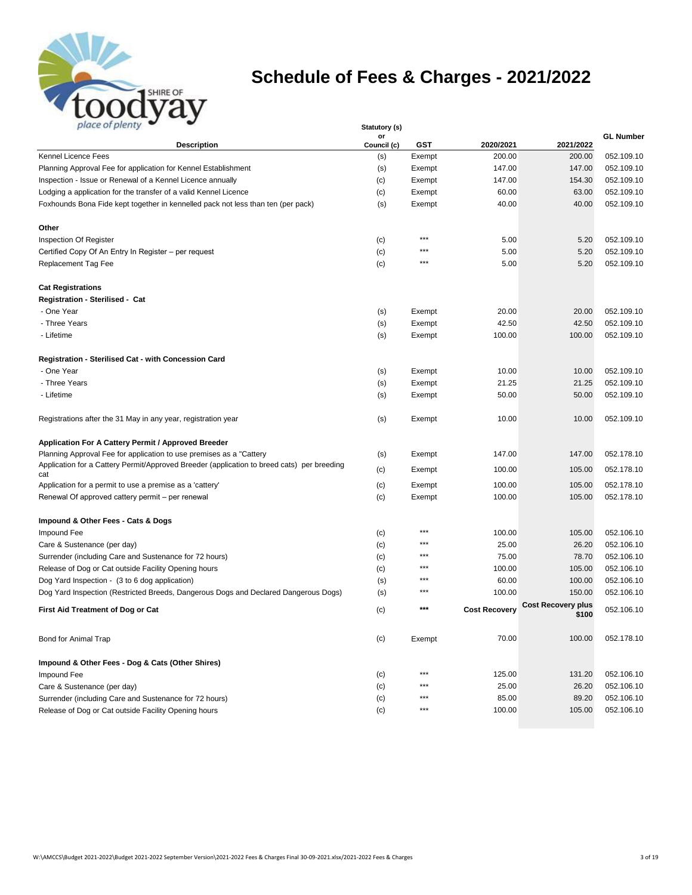# Schedule of Fees & Charges - 2021/2022

| Description | Statutory (s) or Council (c) | GST | 2020/2021 | 2021/2022 | GL Number |
|---|---|---|---|---|---|
| Kennel Licence Fees | (s) | Exempt | 200.00 | 200.00 | 052.109.10 |
| Planning Approval Fee for application for Kennel Establishment | (s) | Exempt | 147.00 | 147.00 | 052.109.10 |
| Inspection - Issue or Renewal of a Kennel Licence annually | (c) | Exempt | 147.00 | 154.30 | 052.109.10 |
| Lodging a application for the transfer of a valid Kennel Licence | (c) | Exempt | 60.00 | 63.00 | 052.109.10 |
| Foxhounds Bona Fide kept together in kennelled pack not less than ten (per pack) | (s) | Exempt | 40.00 | 40.00 | 052.109.10 |
| **Other** | | | | | |
| Inspection Of Register | (c) | *** | 5.00 | 5.20 | 052.109.10 |
| Certified Copy Of An Entry In Register – per request | (c) | *** | 5.00 | 5.20 | 052.109.10 |
| Replacement Tag Fee | (c) | *** | 5.00 | 5.20 | 052.109.10 |
| **Cat Registrations** | | | | | |
| **Registration - Sterilised - Cat** | | | | | |
| - One Year | (s) | Exempt | 20.00 | 20.00 | 052.109.10 |
| - Three Years | (s) | Exempt | 42.50 | 42.50 | 052.109.10 |
| - Lifetime | (s) | Exempt | 100.00 | 100.00 | 052.109.10 |
| **Registration - Sterilised Cat - with Concession Card** | | | | | |
| - One Year | (s) | Exempt | 10.00 | 10.00 | 052.109.10 |
| - Three Years | (s) | Exempt | 21.25 | 21.25 | 052.109.10 |
| - Lifetime | (s) | Exempt | 50.00 | 50.00 | 052.109.10 |
| Registrations after the 31 May in any year, registration year | (s) | Exempt | 10.00 | 10.00 | 052.109.10 |
| **Application For A Cattery Permit / Approved Breeder** | | | | | |
| Planning Approval Fee for application to use premises as a "Cattery | (s) | Exempt | 147.00 | 147.00 | 052.178.10 |
| Application for a Cattery Permit/Approved Breeder (application to breed cats) per breeding cat | (c) | Exempt | 100.00 | 105.00 | 052.178.10 |
| Application for a permit to use a premise as a 'cattery' | (c) | Exempt | 100.00 | 105.00 | 052.178.10 |
| Renewal Of approved cattery permit – per renewal | (c) | Exempt | 100.00 | 105.00 | 052.178.10 |
| **Impound & Other Fees - Cats & Dogs** | | | | | |
| Impound Fee | (c) | *** | 100.00 | 105.00 | 052.106.10 |
| Care & Sustenance (per day) | (c) | *** | 25.00 | 26.20 | 052.106.10 |
| Surrender (including Care and Sustenance for 72 hours) | (c) | *** | 75.00 | 78.70 | 052.106.10 |
| Release of Dog or Cat outside Facility Opening hours | (c) | *** | 100.00 | 105.00 | 052.106.10 |
| Dog Yard Inspection - (3 to 6 dog application) | (s) | *** | 60.00 | 100.00 | 052.106.10 |
| Dog Yard Inspection (Restricted Breeds, Dangerous Dogs and Declared Dangerous Dogs) | (s) | *** | 100.00 | 150.00 | 052.106.10 |
| **First Aid Treatment of Dog or Cat** | (c) | *** | **Cost Recovery** | **Cost Recovery plus $100** | 052.106.10 |
| Bond for Animal Trap | (c) | Exempt | 70.00 | 100.00 | 052.178.10 |
| **Impound & Other Fees - Dog & Cats (Other Shires)** | | | | | |
| Impound Fee | (c) | *** | 125.00 | 131.20 | 052.106.10 |
| Care & Sustenance (per day) | (c) | *** | 25.00 | 26.20 | 052.106.10 |
| Surrender (including Care and Sustenance for 72 hours) | (c) | *** | 85.00 | 89.20 | 052.106.10 |
| Release of Dog or Cat outside Facility Opening hours | (c) | *** | 100.00 | 105.00 | 052.106.10 |

W:\AMCCS\Budget 2021-2022\Budget 2021-2022 September Version\2021-2022 Fees & Charges Final 30-09-2021.xlsx/2021-2022 Fees & Charges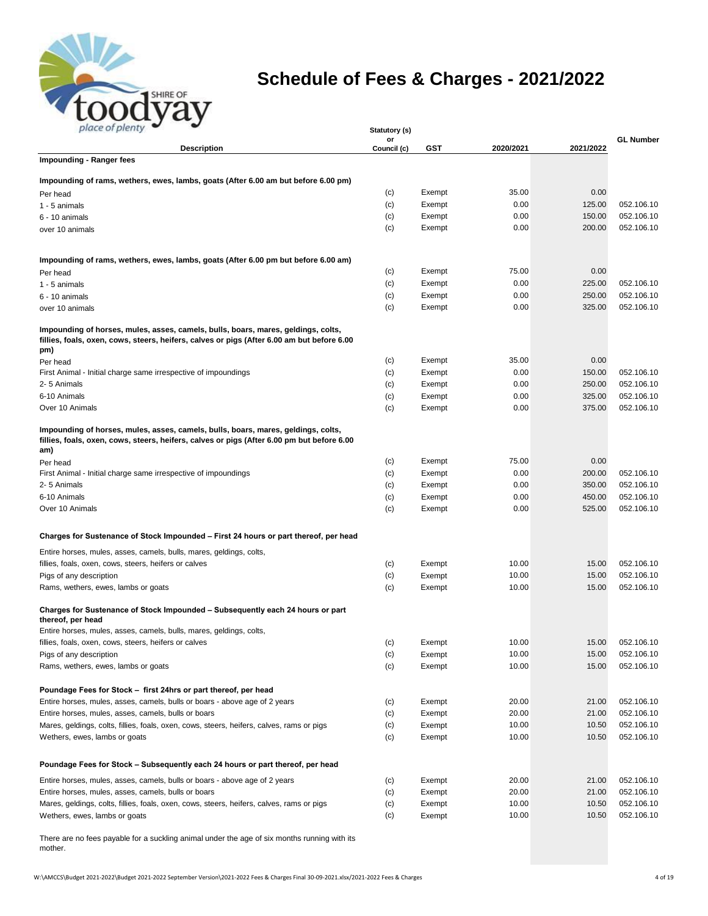# Schedule of Fees & Charges - 2021/2022

| Description | Statutory (s) or Council (c) | GST | 2020/2021 | 2021/2022 | GL Number |
|---|---|---|---|---|---|
| **Impounding - Ranger fees** | | | | | |
| **Impounding of rams, wethers, ewes, lambs, goats (After 6.00 am but before 6.00 pm)** | | | | | |
| Per head | (c) | Exempt | 35.00 | 0.00 | |
| 1 - 5 animals | (c) | Exempt | 0.00 | 125.00 | 052.106.10 |
| 6 - 10 animals | (c) | Exempt | 0.00 | 150.00 | 052.106.10 |
| over 10 animals | (c) | Exempt | 0.00 | 200.00 | 052.106.10 |
| **Impounding of rams, wethers, ewes, lambs, goats (After 6.00 pm but before 6.00 am)** | | | | | |
| Per head | (c) | Exempt | 75.00 | 0.00 | |
| 1 - 5 animals | (c) | Exempt | 0.00 | 225.00 | 052.106.10 |
| 6 - 10 animals | (c) | Exempt | 0.00 | 250.00 | 052.106.10 |
| over 10 animals | (c) | Exempt | 0.00 | 325.00 | 052.106.10 |
| **Impounding of horses, mules, asses, camels, bulls, boars, mares, geldings, colts, fillies, foals, oxen, cows, steers, heifers, calves or pigs (After 6.00 am but before 6.00 pm)** | | | | | |
| Per head | (c) | Exempt | 35.00 | 0.00 | |
| First Animal - Initial charge same irrespective of impoundings | (c) | Exempt | 0.00 | 150.00 | 052.106.10 |
| 2- 5 Animals | (c) | Exempt | 0.00 | 250.00 | 052.106.10 |
| 6-10 Animals | (c) | Exempt | 0.00 | 325.00 | 052.106.10 |
| Over 10 Animals | (c) | Exempt | 0.00 | 375.00 | 052.106.10 |
| **Impounding of horses, mules, asses, camels, bulls, boars, mares, geldings, colts, fillies, foals, oxen, cows, steers, heifers, calves or pigs (After 6.00 pm but before 6.00 am)** | | | | | |
| Per head | (c) | Exempt | 75.00 | 0.00 | |
| First Animal - Initial charge same irrespective of impoundings | (c) | Exempt | 0.00 | 200.00 | 052.106.10 |
| 2- 5 Animals | (c) | Exempt | 0.00 | 350.00 | 052.106.10 |
| 6-10 Animals | (c) | Exempt | 0.00 | 450.00 | 052.106.10 |
| Over 10 Animals | (c) | Exempt | 0.00 | 525.00 | 052.106.10 |
| **Charges for Sustenance of Stock Impounded – First 24 hours or part thereof, per head** | | | | | |
| Entire horses, mules, asses, camels, bulls, mares, geldings, colts, fillies, foals, oxen, cows, steers, heifers or calves | (c) | Exempt | 10.00 | 15.00 | 052.106.10 |
| Pigs of any description | (c) | Exempt | 10.00 | 15.00 | 052.106.10 |
| Rams, wethers, ewes, lambs or goats | (c) | Exempt | 10.00 | 15.00 | 052.106.10 |
| **Charges for Sustenance of Stock Impounded – Subsequently each 24 hours or part thereof, per head** | | | | | |
| Entire horses, mules, asses, camels, bulls, mares, geldings, colts, fillies, foals, oxen, cows, steers, heifers or calves | (c) | Exempt | 10.00 | 15.00 | 052.106.10 |
| Pigs of any description | (c) | Exempt | 10.00 | 15.00 | 052.106.10 |
| Rams, wethers, ewes, lambs or goats | (c) | Exempt | 10.00 | 15.00 | 052.106.10 |
| **Poundage Fees for Stock – first 24hrs or part thereof, per head** | | | | | |
| Entire horses, mules, asses, camels, bulls or boars - above age of 2 years | (c) | Exempt | 20.00 | 21.00 | 052.106.10 |
| Entire horses, mules, asses, camels, bulls or boars | (c) | Exempt | 20.00 | 21.00 | 052.106.10 |
| Mares, geldings, colts, fillies, foals, oxen, cows, steers, heifers, calves, rams or pigs | (c) | Exempt | 10.00 | 10.50 | 052.106.10 |
| Wethers, ewes, lambs or goats | (c) | Exempt | 10.00 | 10.50 | 052.106.10 |
| **Poundage Fees for Stock – Subsequently each 24 hours or part thereof, per head** | | | | | |
| Entire horses, mules, asses, camels, bulls or boars - above age of 2 years | (c) | Exempt | 20.00 | 21.00 | 052.106.10 |
| Entire horses, mules, asses, camels, bulls or boars | (c) | Exempt | 20.00 | 21.00 | 052.106.10 |
| Mares, geldings, colts, fillies, foals, oxen, cows, steers, heifers, calves, rams or pigs | (c) | Exempt | 10.00 | 10.50 | 052.106.10 |
| Wethers, ewes, lambs or goats | (c) | Exempt | 10.00 | 10.50 | 052.106.10 |

There are no fees payable for a suckling animal under the age of six months running with its mother.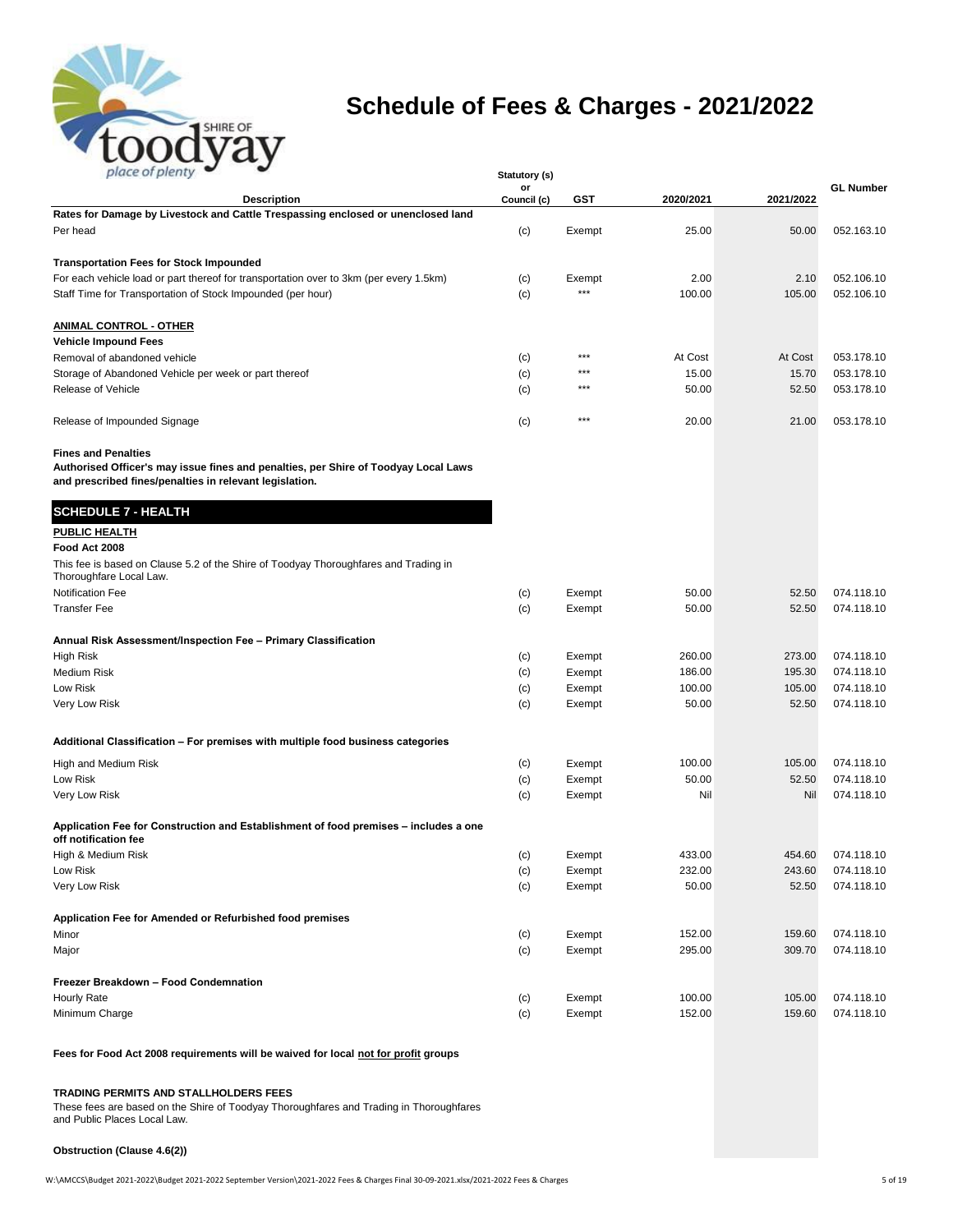# Schedule of Fees & Charges - 2021/2022

| Description | Statutory (s) or Council (c) | GST | 2020/2021 | 2021/2022 | GL Number |
|---|---|---|---|---|---|
| **Rates for Damage by Livestock and Cattle Trespassing enclosed or unenclosed land** | | | | | |
| Per head | (c) | Exempt | 25.00 | 50.00 | 052.163.10 |
| | | | | | |
| **Transportation Fees for Stock Impounded** | | | | | |
| For each vehicle load or part thereof for transportation over to 3km (per every 1.5km) | (c) | Exempt | 2.00 | 2.10 | 052.106.10 |
| Staff Time for Transportation of Stock Impounded (per hour) | (c) | *** | 100.00 | 105.00 | 052.106.10 |
| | | | | | |
| **ANIMAL CONTROL - OTHER** | | | | | |
| **Vehicle Impound Fees** | | | | | |
| Removal of abandoned vehicle | (c) | *** | At Cost | At Cost | 053.178.10 |
| Storage of Abandoned Vehicle per week or part thereof | (c) | *** | 15.00 | 15.70 | 053.178.10 |
| Release of Vehicle | (c) | *** | 50.00 | 52.50 | 053.178.10 |
| | | | | | |
| Release of Impounded Signage | (c) | *** | 20.00 | 21.00 | 053.178.10 |
| | | | | | |
| **Fines and Penalties** | | | | | |
| **Authorised Officer's may issue fines and penalties, per Shire of Toodyay Local Laws and prescribed fines/penalties in relevant legislation.** | | | | | |
| | | | | | |
| **SCHEDULE 7 - HEALTH** | | | | | |
| **PUBLIC HEALTH** | | | | | |
| **Food Act 2008** | | | | | |
| This fee is based on Clause 5.2 of the Shire of Toodyay Thoroughfares and Trading in Thoroughfare Local Law. | | | | | |
| Notification Fee | (c) | Exempt | 50.00 | 52.50 | 074.118.10 |
| Transfer Fee | (c) | Exempt | 50.00 | 52.50 | 074.118.10 |
| | | | | | |
| **Annual Risk Assessment/Inspection Fee – Primary Classification** | | | | | |
| High Risk | (c) | Exempt | 260.00 | 273.00 | 074.118.10 |
| Medium Risk | (c) | Exempt | 186.00 | 195.30 | 074.118.10 |
| Low Risk | (c) | Exempt | 100.00 | 105.00 | 074.118.10 |
| Very Low Risk | (c) | Exempt | 50.00 | 52.50 | 074.118.10 |
| | | | | | |
| **Additional Classification – For premises with multiple food business categories** | | | | | |
| High and Medium Risk | (c) | Exempt | 100.00 | 105.00 | 074.118.10 |
| Low Risk | (c) | Exempt | 50.00 | 52.50 | 074.118.10 |
| Very Low Risk | (c) | Exempt | Nil | Nil | 074.118.10 |
| | | | | | |
| **Application Fee for Construction and Establishment of food premises – includes a one off notification fee** | | | | | |
| High & Medium Risk | (c) | Exempt | 433.00 | 454.60 | 074.118.10 |
| Low Risk | (c) | Exempt | 232.00 | 243.60 | 074.118.10 |
| Very Low Risk | (c) | Exempt | 50.00 | 52.50 | 074.118.10 |
| | | | | | |
| **Application Fee for Amended or Refurbished food premises** | | | | | |
| Minor | (c) | Exempt | 152.00 | 159.60 | 074.118.10 |
| Major | (c) | Exempt | 295.00 | 309.70 | 074.118.10 |
| | | | | | |
| **Freezer Breakdown – Food Condemnation** | | | | | |
| Hourly Rate | (c) | Exempt | 100.00 | 105.00 | 074.118.10 |
| Minimum Charge | (c) | Exempt | 152.00 | 159.60 | 074.118.10 |
| | | | | | |
| **Fees for Food Act 2008 requirements will be waived for local not for profit groups** | | | | | |
| | | | | | |
| **TRADING PERMITS AND STALLHOLDERS FEES** | | | | | |
| These fees are based on the Shire of Toodyay Thoroughfares and Trading in Thoroughfares and Public Places Local Law. | | | | | |
| | | | | | |
| **Obstruction (Clause 4.6(2))** | | | | | |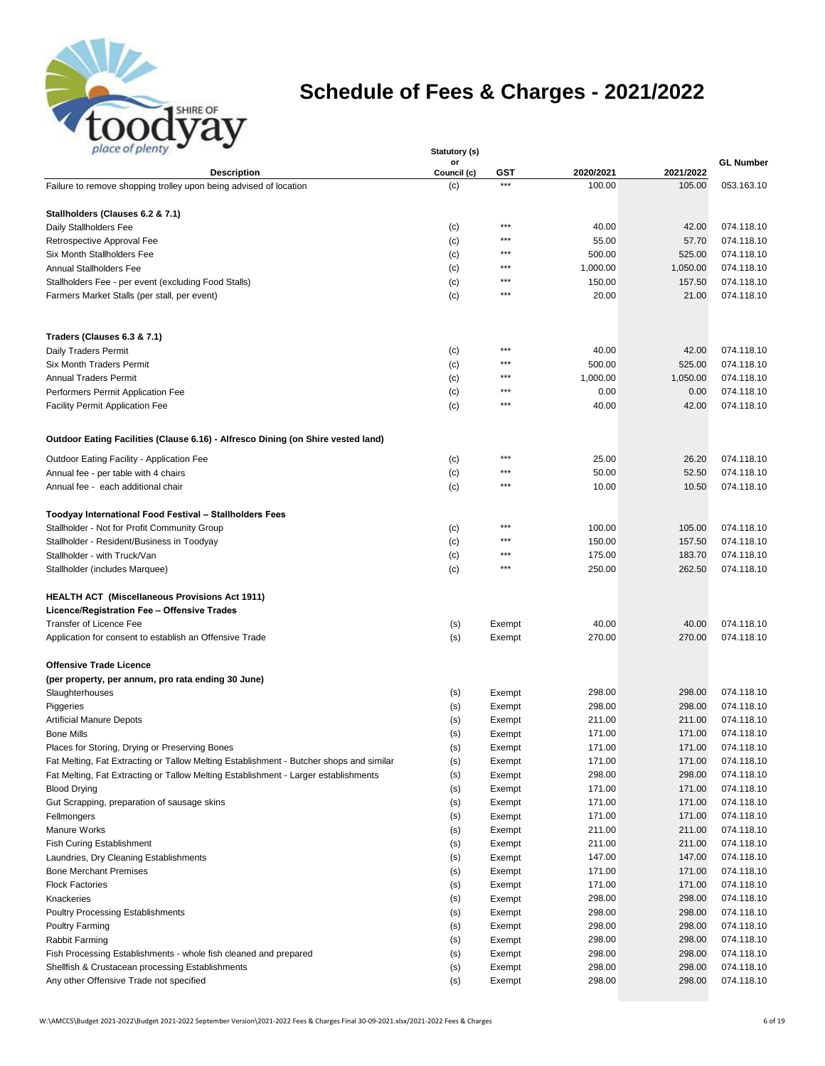# Schedule of Fees & Charges - 2021/2022

| Description | Statutory (s) or Council (c) | GST | 2020/2021 | 2021/2022 | GL Number |
|---|---|---|---|---|---|
| Failure to remove shopping trolley upon being advised of location | (c) | *** | 100.00 | 105.00 | 053.163.10 |
| **Stallholders (Clauses 6.2 & 7.1)** | | | | | |
| Daily Stallholders Fee | (c) | *** | 40.00 | 42.00 | 074.118.10 |
| Retrospective Approval Fee | (c) | *** | 55.00 | 57.70 | 074.118.10 |
| Six Month Stallholders Fee | (c) | *** | 500.00 | 525.00 | 074.118.10 |
| Annual Stallholders Fee | (c) | *** | 1,000.00 | 1,050.00 | 074.118.10 |
| Stallholders Fee - per event (excluding Food Stalls) | (c) | *** | 150.00 | 157.50 | 074.118.10 |
| Farmers Market Stalls (per stall, per event) | (c) | *** | 20.00 | 21.00 | 074.118.10 |
| **Traders (Clauses 6.3 & 7.1)** | | | | | |
| Daily Traders Permit | (c) | *** | 40.00 | 42.00 | 074.118.10 |
| Six Month Traders Permit | (c) | *** | 500.00 | 525.00 | 074.118.10 |
| Annual Traders Permit | (c) | *** | 1,000.00 | 1,050.00 | 074.118.10 |
| Performers Permit Application Fee | (c) | *** | 0.00 | 0.00 | 074.118.10 |
| Facility Permit Application Fee | (c) | *** | 40.00 | 42.00 | 074.118.10 |
| **Outdoor Eating Facilities (Clause 6.16) - Alfresco Dining (on Shire vested land)** | | | | | |
| Outdoor Eating Facility - Application Fee | (c) | *** | 25.00 | 26.20 | 074.118.10 |
| Annual fee - per table with 4 chairs | (c) | *** | 50.00 | 52.50 | 074.118.10 |
| Annual fee - each additional chair | (c) | *** | 10.00 | 10.50 | 074.118.10 |
| **Toodyay International Food Festival – Stallholders Fees** | | | | | |
| Stallholder - Not for Profit Community Group | (c) | *** | 100.00 | 105.00 | 074.118.10 |
| Stallholder - Resident/Business in Toodyay | (c) | *** | 150.00 | 157.50 | 074.118.10 |
| Stallholder - with Truck/Van | (c) | *** | 175.00 | 183.70 | 074.118.10 |
| Stallholder (includes Marquee) | (c) | *** | 250.00 | 262.50 | 074.118.10 |
| **HEALTH ACT (Miscellaneous Provisions Act 1911)** | | | | | |
| **Licence/Registration Fee – Offensive Trades** | | | | | |
| Transfer of Licence Fee | (s) | Exempt | 40.00 | 40.00 | 074.118.10 |
| Application for consent to establish an Offensive Trade | (s) | Exempt | 270.00 | 270.00 | 074.118.10 |
| **Offensive Trade Licence** | | | | | |
| **(per property, per annum, pro rata ending 30 June)** | | | | | |
| Slaughterhouses | (s) | Exempt | 298.00 | 298.00 | 074.118.10 |
| Piggeries | (s) | Exempt | 298.00 | 298.00 | 074.118.10 |
| Artificial Manure Depots | (s) | Exempt | 211.00 | 211.00 | 074.118.10 |
| Bone Mills | (s) | Exempt | 171.00 | 171.00 | 074.118.10 |
| Places for Storing, Drying or Preserving Bones | (s) | Exempt | 171.00 | 171.00 | 074.118.10 |
| Fat Melting, Fat Extracting or Tallow Melting Establishment - Butcher shops and similar | (s) | Exempt | 171.00 | 171.00 | 074.118.10 |
| Fat Melting, Fat Extracting or Tallow Melting Establishment - Larger establishments | (s) | Exempt | 298.00 | 298.00 | 074.118.10 |
| Blood Drying | (s) | Exempt | 171.00 | 171.00 | 074.118.10 |
| Gut Scrapping, preparation of sausage skins | (s) | Exempt | 171.00 | 171.00 | 074.118.10 |
| Fellmongers | (s) | Exempt | 171.00 | 171.00 | 074.118.10 |
| Manure Works | (s) | Exempt | 211.00 | 211.00 | 074.118.10 |
| Fish Curing Establishment | (s) | Exempt | 211.00 | 211.00 | 074.118.10 |
| Laundries, Dry Cleaning Establishments | (s) | Exempt | 147.00 | 147.00 | 074.118.10 |
| Bone Merchant Premises | (s) | Exempt | 171.00 | 171.00 | 074.118.10 |
| Flock Factories | (s) | Exempt | 171.00 | 171.00 | 074.118.10 |
| Knackeries | (s) | Exempt | 298.00 | 298.00 | 074.118.10 |
| Poultry Processing Establishments | (s) | Exempt | 298.00 | 298.00 | 074.118.10 |
| Poultry Farming | (s) | Exempt | 298.00 | 298.00 | 074.118.10 |
| Rabbit Farming | (s) | Exempt | 298.00 | 298.00 | 074.118.10 |
| Fish Processing Establishments - whole fish cleaned and prepared | (s) | Exempt | 298.00 | 298.00 | 074.118.10 |
| Shellfish & Crustacean processing Establishments | (s) | Exempt | 298.00 | 298.00 | 074.118.10 |
| Any other Offensive Trade not specified | (s) | Exempt | 298.00 | 298.00 | 074.118.10 |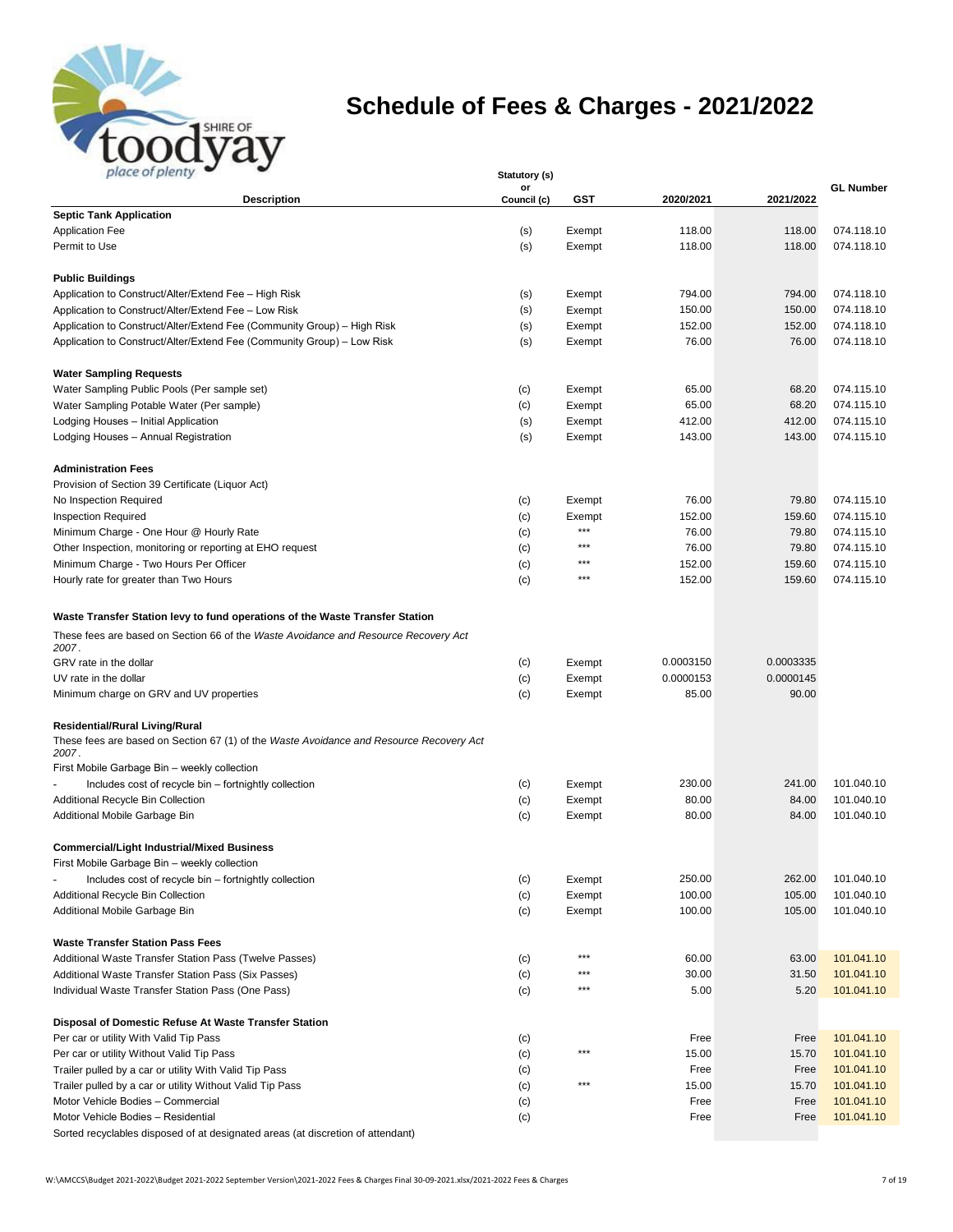# Schedule of Fees & Charges - 2021/2022

| Description | Statutory (s) or Council (c) | GST | 2020/2021 | 2021/2022 | GL Number |
|---|---|---|---|---|---|
| **Septic Tank Application** | | | | | |
| Application Fee | (s) | Exempt | 118.00 | 118.00 | 074.118.10 |
| Permit to Use | (s) | Exempt | 118.00 | 118.00 | 074.118.10 |
| | | | | | |
| **Public Buildings** | | | | | |
| Application to Construct/Alter/Extend Fee – High Risk | (s) | Exempt | 794.00 | 794.00 | 074.118.10 |
| Application to Construct/Alter/Extend Fee – Low Risk | (s) | Exempt | 150.00 | 150.00 | 074.118.10 |
| Application to Construct/Alter/Extend Fee (Community Group) – High Risk | (s) | Exempt | 152.00 | 152.00 | 074.118.10 |
| Application to Construct/Alter/Extend Fee (Community Group) – Low Risk | (s) | Exempt | 76.00 | 76.00 | 074.118.10 |
| | | | | | |
| **Water Sampling Requests** | | | | | |
| Water Sampling Public Pools (Per sample set) | (c) | Exempt | 65.00 | 68.20 | 074.115.10 |
| Water Sampling Potable Water (Per sample) | (c) | Exempt | 65.00 | 68.20 | 074.115.10 |
| Lodging Houses – Initial Application | (s) | Exempt | 412.00 | 412.00 | 074.115.10 |
| Lodging Houses – Annual Registration | (s) | Exempt | 143.00 | 143.00 | 074.115.10 |
| | | | | | |
| **Administration Fees** | | | | | |
| Provision of Section 39 Certificate (Liquor Act) | | | | | |
| No Inspection Required | (c) | Exempt | 76.00 | 79.80 | 074.115.10 |
| Inspection Required | (c) | Exempt | 152.00 | 159.60 | 074.115.10 |
| Minimum Charge - One Hour @ Hourly Rate | (c) | *** | 76.00 | 79.80 | 074.115.10 |
| Other Inspection, monitoring or reporting at EHO request | (c) | *** | 76.00 | 79.80 | 074.115.10 |
| Minimum Charge - Two Hours Per Officer | (c) | *** | 152.00 | 159.60 | 074.115.10 |
| Hourly rate for greater than Two Hours | (c) | *** | 152.00 | 159.60 | 074.115.10 |
| | | | | | |
| **Waste Transfer Station levy to fund operations of the Waste Transfer Station** | | | | | |
| These fees are based on Section 66 of the *Waste Avoidance and Resource Recovery Act 2007*. | | | | | |
| GRV rate in the dollar | (c) | Exempt | 0.0003150 | 0.0003335 | |
| UV rate in the dollar | (c) | Exempt | 0.0000153 | 0.0000145 | |
| Minimum charge on GRV and UV properties | (c) | Exempt | 85.00 | 90.00 | |
| | | | | | |
| **Residential/Rural Living/Rural** | | | | | |
| These fees are based on Section 67 (1) of the *Waste Avoidance and Resource Recovery Act 2007*. | | | | | |
| First Mobile Garbage Bin – weekly collection | | | | | |
| - Includes cost of recycle bin – fortnightly collection | (c) | Exempt | 230.00 | 241.00 | 101.040.10 |
| Additional Recycle Bin Collection | (c) | Exempt | 80.00 | 84.00 | 101.040.10 |
| Additional Mobile Garbage Bin | (c) | Exempt | 80.00 | 84.00 | 101.040.10 |
| | | | | | |
| **Commercial/Light Industrial/Mixed Business** | | | | | |
| First Mobile Garbage Bin – weekly collection | | | | | |
| - Includes cost of recycle bin – fortnightly collection | (c) | Exempt | 250.00 | 262.00 | 101.040.10 |
| Additional Recycle Bin Collection | (c) | Exempt | 100.00 | 105.00 | 101.040.10 |
| Additional Mobile Garbage Bin | (c) | Exempt | 100.00 | 105.00 | 101.040.10 |
| | | | | | |
| **Waste Transfer Station Pass Fees** | | | | | |
| Additional Waste Transfer Station Pass (Twelve Passes) | (c) | *** | 60.00 | 63.00 | 101.041.10 |
| Additional Waste Transfer Station Pass (Six Passes) | (c) | *** | 30.00 | 31.50 | 101.041.10 |
| Individual Waste Transfer Station Pass (One Pass) | (c) | *** | 5.00 | 5.20 | 101.041.10 |
| | | | | | |
| **Disposal of Domestic Refuse At Waste Transfer Station** | | | | | |
| Per car or utility With Valid Tip Pass | (c) | | Free | Free | 101.041.10 |
| Per car or utility Without Valid Tip Pass | (c) | *** | 15.00 | 15.70 | 101.041.10 |
| Trailer pulled by a car or utility With Valid Tip Pass | (c) | | Free | Free | 101.041.10 |
| Trailer pulled by a car or utility Without Valid Tip Pass | (c) | *** | 15.00 | 15.70 | 101.041.10 |
| Motor Vehicle Bodies – Commercial | (c) | | Free | Free | 101.041.10 |
| Motor Vehicle Bodies – Residential | (c) | | Free | Free | 101.041.10 |
| Sorted recyclables disposed of at designated areas (at discretion of attendant) | | | | | |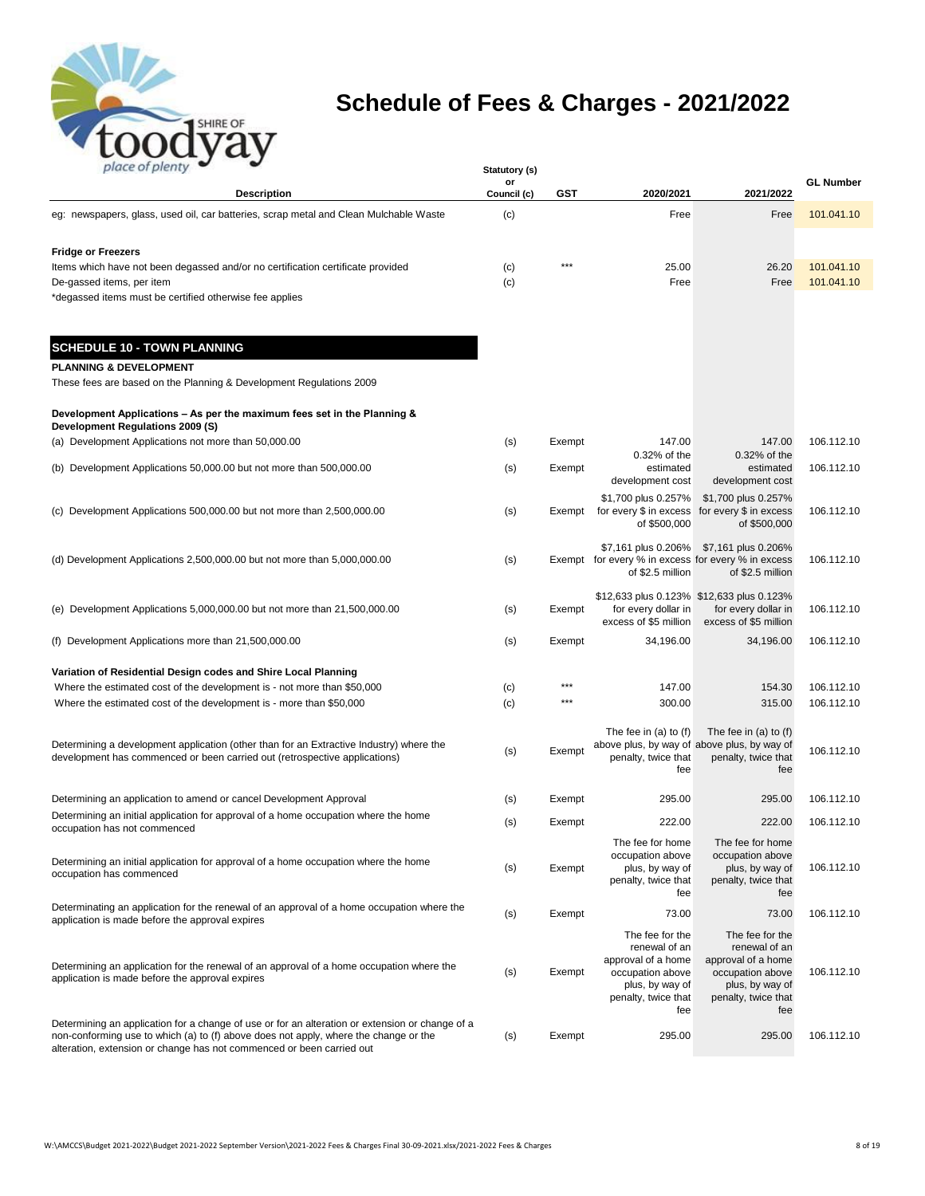# Schedule of Fees & Charges - 2021/2022

| Description | Statutory (s) or Council (c) | GST | 2020/2021 | 2021/2022 | GL Number |
|---|---|---|---|---|---|
| eg: newspapers, glass, used oil, car batteries, scrap metal and Clean Mulchable Waste | (c) | | Free | Free | 101.041.10 |
| **Fridge or Freezers** | | | | | |
| Items which have not been degassed and/or no certification certificate provided | (c) | *** | 25.00 | 26.20 | 101.041.10 |
| De-gassed items, per item | (c) | | Free | Free | 101.041.10 |
| *degassed items must be certified otherwise fee applies | | | | | |

## SCHEDULE 10 - TOWN PLANNING

**PLANNING & DEVELOPMENT**

These fees are based on the Planning & Development Regulations 2009

| Description | Statutory (s) or Council (c) | GST | 2020/2021 | 2021/2022 | GL Number |
|---|---|---|---|---|---|
| **Development Applications – As per the maximum fees set in the Planning & Development Regulations 2009 (S)** | | | | | |
| (a) Development Applications not more than 50,000.00 | (s) | Exempt | 147.00 | 147.00 | 106.112.10 |
| (b) Development Applications 50,000.00 but not more than 500,000.00 | (s) | Exempt | 0.32% of the estimated development cost | 0.32% of the estimated development cost | 106.112.10 |
| (c) Development Applications 500,000.00 but not more than 2,500,000.00 | (s) | Exempt | $1,700 plus 0.257% for every $ in excess of $500,000 | $1,700 plus 0.257% for every $ in excess of $500,000 | 106.112.10 |
| (d) Development Applications 2,500,000.00 but not more than 5,000,000.00 | (s) | Exempt | $7,161 plus 0.206% for every % in excess of $2.5 million | $7,161 plus 0.206% for every % in excess of $2.5 million | 106.112.10 |
| (e) Development Applications 5,000,000.00 but not more than 21,500,000.00 | (s) | Exempt | $12,633 plus 0.123% for every dollar in excess of $5 million | $12,633 plus 0.123% for every dollar in excess of $5 million | 106.112.10 |
| (f) Development Applications more than 21,500,000.00 | (s) | Exempt | 34,196.00 | 34,196.00 | 106.112.10 |
| **Variation of Residential Design codes and Shire Local Planning** | | | | | |
| Where the estimated cost of the development is - not more than $50,000 | (c) | *** | 147.00 | 154.30 | 106.112.10 |
| Where the estimated cost of the development is - more than $50,000 | (c) | *** | 300.00 | 315.00 | 106.112.10 |
| Determining a development application (other than for an Extractive Industry) where the development has commenced or been carried out (retrospective applications) | (s) | Exempt | The fee in (a) to (f) above plus, by way of penalty, twice that fee | The fee in (a) to (f) above plus, by way of penalty, twice that fee | 106.112.10 |
| Determining an application to amend or cancel Development Approval | (s) | Exempt | 295.00 | 295.00 | 106.112.10 |
| Determining an initial application for approval of a home occupation where the home occupation has not commenced | (s) | Exempt | 222.00 | 222.00 | 106.112.10 |
| Determining an initial application for approval of a home occupation where the home occupation has commenced | (s) | Exempt | The fee for home occupation above plus, by way of penalty, twice that fee | The fee for home occupation above plus, by way of penalty, twice that fee | 106.112.10 |
| Determinating an application for the renewal of an approval of a home occupation where the application is made before the approval expires | (s) | Exempt | 73.00 | 73.00 | 106.112.10 |
| Determining an application for the renewal of an approval of a home occupation where the application is made before the approval expires | (s) | Exempt | The fee for the renewal of an approval of a home occupation above plus, by way of penalty, twice that fee | The fee for the renewal of an approval of a home occupation above plus, by way of penalty, twice that fee | 106.112.10 |
| Determining an application for a change of use or for an alteration or extension or change of a non-conforming use to which (a) to (f) above does not apply, where the change or the alteration, extension or change has not commenced or been carried out | (s) | Exempt | 295.00 | 295.00 | 106.112.10 |

W:\AMCCS\Budget 2021-2022\Budget 2021-2022 September Version\2021-2022 Fees & Charges Final 30-09-2021.xlsx/2021-2022 Fees & Charges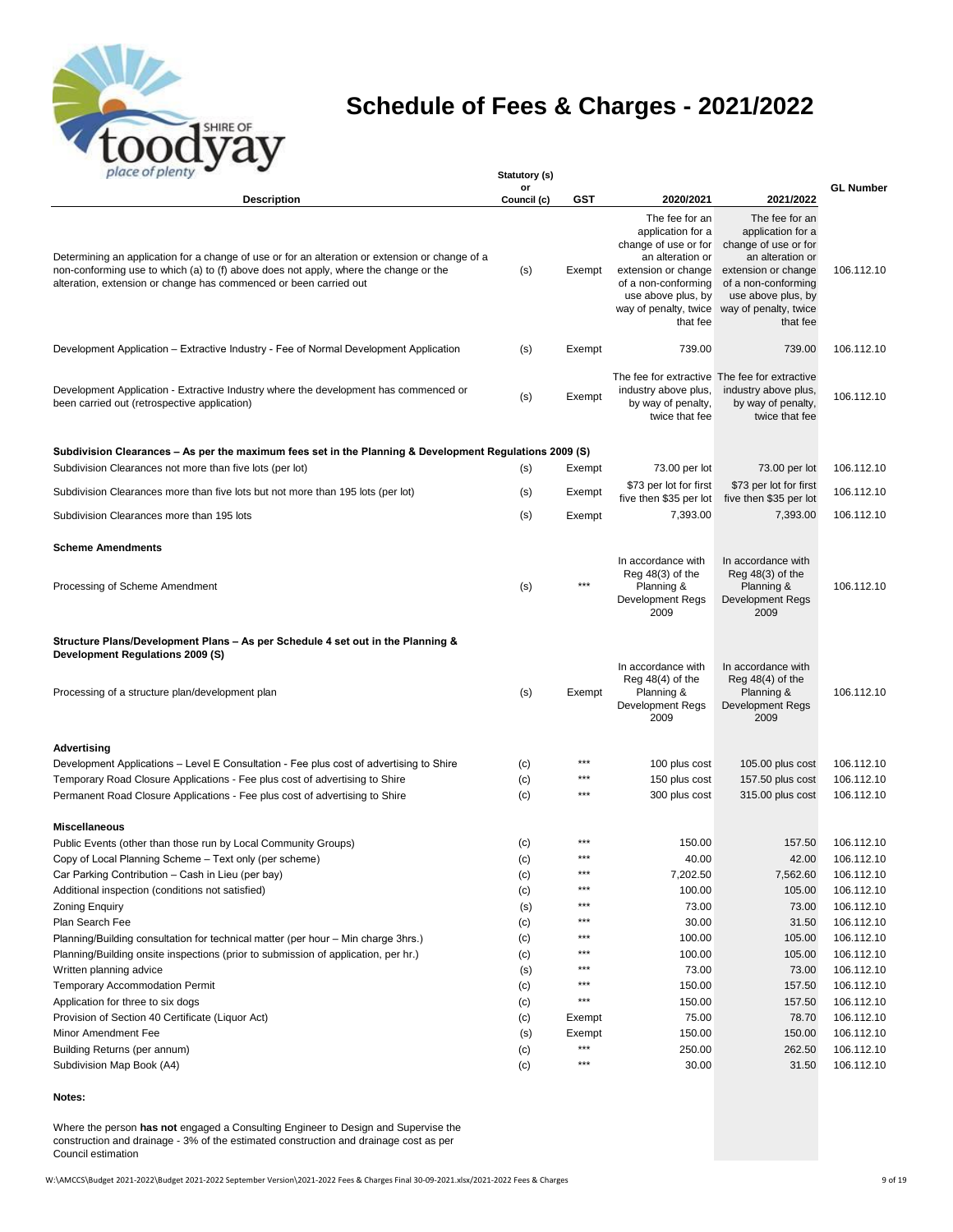# Schedule of Fees & Charges - 2021/2022

| Description | Statutory (s) or Council (c) | GST | 2020/2021 | 2021/2022 | GL Number |
|---|---|---|---|---|---|
| Determining an application for a change of use or for an alteration or extension or change of a non-conforming use to which (a) to (f) above does not apply, where the change or the alteration, extension or change has commenced or been carried out | (s) | Exempt | The fee for an application for a change of use or for an alteration or extension or change of a non-conforming use above plus, by way of penalty, twice that fee | The fee for an application for a change of use or for an alteration or extension or change of a non-conforming use above plus, by way of penalty, twice that fee | 106.112.10 |
| Development Application – Extractive Industry - Fee of Normal Development Application | (s) | Exempt | 739.00 | 739.00 | 106.112.10 |
| Development Application - Extractive Industry where the development has commenced or been carried out (retrospective application) | (s) | Exempt | The fee for extractive industry above plus, by way of penalty, twice that fee | The fee for extractive industry above plus, by way of penalty, twice that fee | 106.112.10 |
| **Subdivision Clearances – As per the maximum fees set in the Planning & Development Regulations 2009 (S)** | | | | | |
| Subdivision Clearances not more than five lots (per lot) | (s) | Exempt | 73.00 per lot | 73.00 per lot | 106.112.10 |
| Subdivision Clearances more than five lots but not more than 195 lots (per lot) | (s) | Exempt | $73 per lot for first five then $35 per lot | $73 per lot for first five then $35 per lot | 106.112.10 |
| Subdivision Clearances more than 195 lots | (s) | Exempt | 7,393.00 | 7,393.00 | 106.112.10 |
| **Scheme Amendments** | | | | | |
| Processing of Scheme Amendment | (s) | *** | In accordance with Reg 48(3) of the Planning & Development Regs 2009 | In accordance with Reg 48(3) of the Planning & Development Regs 2009 | 106.112.10 |
| **Structure Plans/Development Plans – As per Schedule 4 set out in the Planning & Development Regulations 2009 (S)** | | | | | |
| Processing of a structure plan/development plan | (s) | Exempt | In accordance with Reg 48(4) of the Planning & Development Regs 2009 | In accordance with Reg 48(4) of the Planning & Development Regs 2009 | 106.112.10 |
| **Advertising** | | | | | |
| Development Applications – Level E Consultation - Fee plus cost of advertising to Shire | (c) | *** | 100 plus cost | 105.00 plus cost | 106.112.10 |
| Temporary Road Closure Applications - Fee plus cost of advertising to Shire | (c) | *** | 150 plus cost | 157.50 plus cost | 106.112.10 |
| Permanent Road Closure Applications - Fee plus cost of advertising to Shire | (c) | *** | 300 plus cost | 315.00 plus cost | 106.112.10 |
| **Miscellaneous** | | | | | |
| Public Events (other than those run by Local Community Groups) | (c) | *** | 150.00 | 157.50 | 106.112.10 |
| Copy of Local Planning Scheme – Text only (per scheme) | (c) | *** | 40.00 | 42.00 | 106.112.10 |
| Car Parking Contribution – Cash in Lieu (per bay) | (c) | *** | 7,202.50 | 7,562.60 | 106.112.10 |
| Additional inspection (conditions not satisfied) | (c) | *** | 100.00 | 105.00 | 106.112.10 |
| Zoning Enquiry | (s) | *** | 73.00 | 73.00 | 106.112.10 |
| Plan Search Fee | (c) | *** | 30.00 | 31.50 | 106.112.10 |
| Planning/Building consultation for technical matter (per hour – Min charge 3hrs.) | (c) | *** | 100.00 | 105.00 | 106.112.10 |
| Planning/Building onsite inspections (prior to submission of application, per hr.) | (c) | *** | 100.00 | 105.00 | 106.112.10 |
| Written planning advice | (s) | *** | 73.00 | 73.00 | 106.112.10 |
| Temporary Accommodation Permit | (c) | *** | 150.00 | 157.50 | 106.112.10 |
| Application for three to six dogs | (c) | *** | 150.00 | 157.50 | 106.112.10 |
| Provision of Section 40 Certificate (Liquor Act) | (c) | Exempt | 75.00 | 78.70 | 106.112.10 |
| Minor Amendment Fee | (s) | Exempt | 150.00 | 150.00 | 106.112.10 |
| Building Returns (per annum) | (c) | *** | 250.00 | 262.50 | 106.112.10 |
| Subdivision Map Book (A4) | (c) | *** | 30.00 | 31.50 | 106.112.10 |

**Notes:**

Where the person **has not** engaged a Consulting Engineer to Design and Supervise the construction and drainage - 3% of the estimated construction and drainage cost as per Council estimation

W:\AMCCS\Budget 2021-2022\Budget 2021-2022 September Version\2021-2022 Fees & Charges Final 30-09-2021.xlsx/2021-2022 Fees & Charges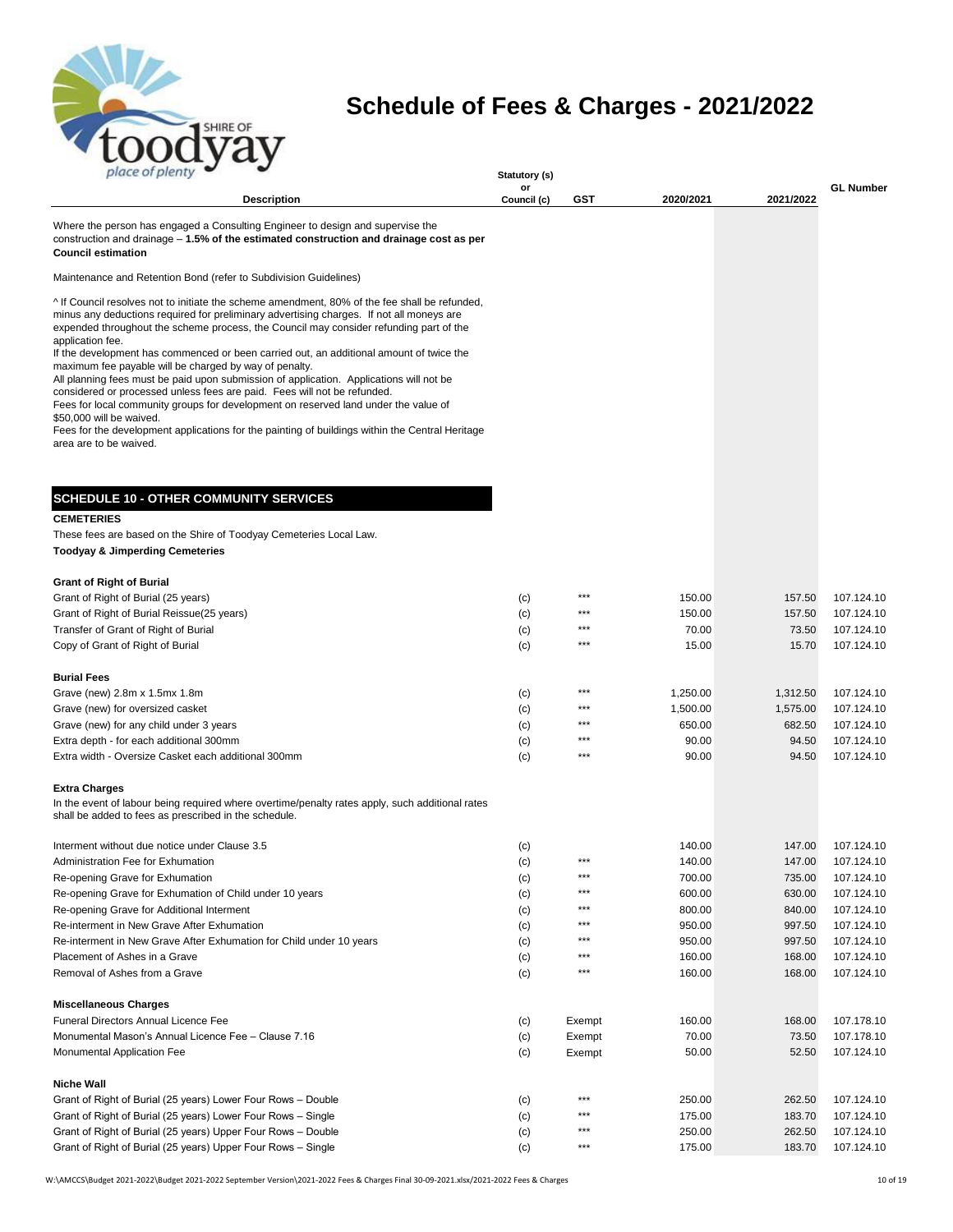# Schedule of Fees & Charges - 2021/2022

| Description | Statutory (s) or Council (c) | GST | 2020/2021 | 2021/2022 | GL Number |
|---|---|---|---|---|---|
| Where the person has engaged a Consulting Engineer to design and supervise the construction and drainage – **1.5% of the estimated construction and drainage cost as per Council estimation** | | | | | |
| Maintenance and Retention Bond (refer to Subdivision Guidelines) | | | | | |

^ If Council resolves not to initiate the scheme amendment, 80% of the fee shall be refunded, minus any deductions required for preliminary advertising charges. If not all moneys are expended throughout the scheme process, the Council may consider refunding part of the application fee.
If the development has commenced or been carried out, an additional amount of twice the maximum fee payable will be charged by way of penalty.
All planning fees must be paid upon submission of application. Applications will not be considered or processed unless fees are paid. Fees will not be refunded.
Fees for local community groups for development on reserved land under the value of $50,000 will be waived.
Fees for the development applications for the painting of buildings within the Central Heritage area are to be waived.

## SCHEDULE 10 - OTHER COMMUNITY SERVICES

**CEMETERIES**

These fees are based on the Shire of Toodyay Cemeteries Local Law.

**Toodyay & Jimperding Cemeteries**

| Description | Statutory (s) or Council (c) | GST | 2020/2021 | 2021/2022 | GL Number |
|---|---|---|---|---|---|
| **Grant of Right of Burial** | | | | | |
| Grant of Right of Burial (25 years) | (c) | *** | 150.00 | 157.50 | 107.124.10 |
| Grant of Right of Burial Reissue(25 years) | (c) | *** | 150.00 | 157.50 | 107.124.10 |
| Transfer of Grant of Right of Burial | (c) | *** | 70.00 | 73.50 | 107.124.10 |
| Copy of Grant of Right of Burial | (c) | *** | 15.00 | 15.70 | 107.124.10 |
| **Burial Fees** | | | | | |
| Grave (new) 2.8m x 1.5mx 1.8m | (c) | *** | 1,250.00 | 1,312.50 | 107.124.10 |
| Grave (new) for oversized casket | (c) | *** | 1,500.00 | 1,575.00 | 107.124.10 |
| Grave (new) for any child under 3 years | (c) | *** | 650.00 | 682.50 | 107.124.10 |
| Extra depth - for each additional 300mm | (c) | *** | 90.00 | 94.50 | 107.124.10 |
| Extra width - Oversize Casket each additional 300mm | (c) | *** | 90.00 | 94.50 | 107.124.10 |
| **Extra Charges** | | | | | |
| In the event of labour being required where overtime/penalty rates apply, such additional rates shall be added to fees as prescribed in the schedule. | | | | | |
| Interment without due notice under Clause 3.5 | (c) | | 140.00 | 147.00 | 107.124.10 |
| Administration Fee for Exhumation | (c) | *** | 140.00 | 147.00 | 107.124.10 |
| Re-opening Grave for Exhumation | (c) | *** | 700.00 | 735.00 | 107.124.10 |
| Re-opening Grave for Exhumation of Child under 10 years | (c) | *** | 600.00 | 630.00 | 107.124.10 |
| Re-opening Grave for Additional Interment | (c) | *** | 800.00 | 840.00 | 107.124.10 |
| Re-interment in New Grave After Exhumation | (c) | *** | 950.00 | 997.50 | 107.124.10 |
| Re-interment in New Grave After Exhumation for Child under 10 years | (c) | *** | 950.00 | 997.50 | 107.124.10 |
| Placement of Ashes in a Grave | (c) | *** | 160.00 | 168.00 | 107.124.10 |
| Removal of Ashes from a Grave | (c) | *** | 160.00 | 168.00 | 107.124.10 |
| **Miscellaneous Charges** | | | | | |
| Funeral Directors Annual Licence Fee | (c) | Exempt | 160.00 | 168.00 | 107.178.10 |
| Monumental Mason's Annual Licence Fee – Clause 7.16 | (c) | Exempt | 70.00 | 73.50 | 107.178.10 |
| Monumental Application Fee | (c) | Exempt | 50.00 | 52.50 | 107.124.10 |
| **Niche Wall** | | | | | |
| Grant of Right of Burial (25 years) Lower Four Rows – Double | (c) | *** | 250.00 | 262.50 | 107.124.10 |
| Grant of Right of Burial (25 years) Lower Four Rows – Single | (c) | *** | 175.00 | 183.70 | 107.124.10 |
| Grant of Right of Burial (25 years) Upper Four Rows – Double | (c) | *** | 250.00 | 262.50 | 107.124.10 |
| Grant of Right of Burial (25 years) Upper Four Rows – Single | (c) | *** | 175.00 | 183.70 | 107.124.10 |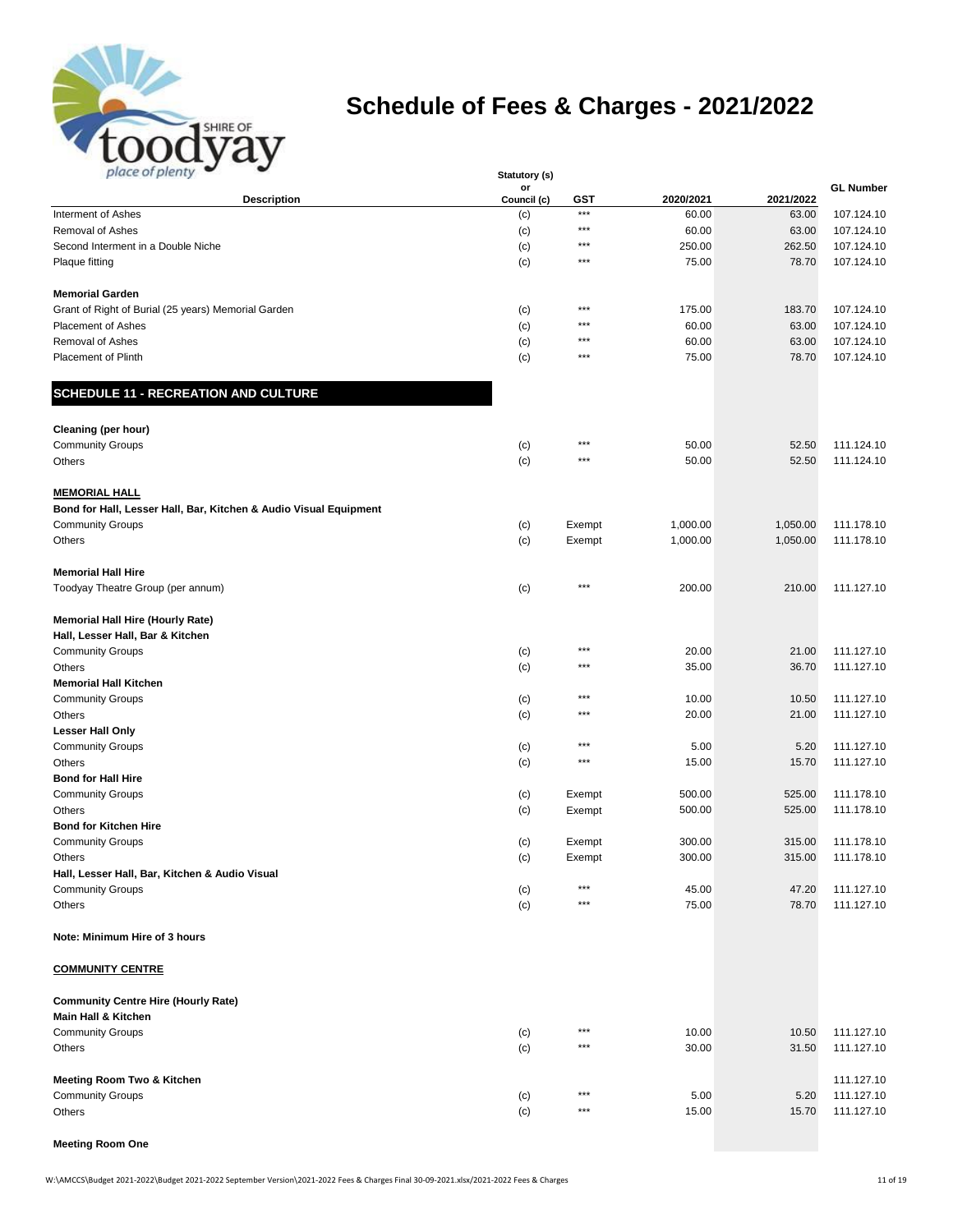# Schedule of Fees & Charges - 2021/2022

| Description | Statutory (s) or Council (c) | GST | 2020/2021 | 2021/2022 | GL Number |
|---|---|---|---|---|---|
| Interment of Ashes | (c) | *** | 60.00 | 63.00 | 107.124.10 |
| Removal of Ashes | (c) | *** | 60.00 | 63.00 | 107.124.10 |
| Second Interment in a Double Niche | (c) | *** | 250.00 | 262.50 | 107.124.10 |
| Plaque fitting | (c) | *** | 75.00 | 78.70 | 107.124.10 |
| **Memorial Garden** | | | | | |
| Grant of Right of Burial (25 years) Memorial Garden | (c) | *** | 175.00 | 183.70 | 107.124.10 |
| Placement of Ashes | (c) | *** | 60.00 | 63.00 | 107.124.10 |
| Removal of Ashes | (c) | *** | 60.00 | 63.00 | 107.124.10 |
| Placement of Plinth | (c) | *** | 75.00 | 78.70 | 107.124.10 |
| **SCHEDULE 11 - RECREATION AND CULTURE** | | | | | |
| **Cleaning (per hour)** | | | | | |
| Community Groups | (c) | *** | 50.00 | 52.50 | 111.124.10 |
| Others | (c) | *** | 50.00 | 52.50 | 111.124.10 |
| **MEMORIAL HALL** | | | | | |
| **Bond for Hall, Lesser Hall, Bar, Kitchen & Audio Visual Equipment** | | | | | |
| Community Groups | (c) | Exempt | 1,000.00 | 1,050.00 | 111.178.10 |
| Others | (c) | Exempt | 1,000.00 | 1,050.00 | 111.178.10 |
| **Memorial Hall Hire** | | | | | |
| Toodyay Theatre Group (per annum) | (c) | *** | 200.00 | 210.00 | 111.127.10 |
| **Memorial Hall Hire (Hourly Rate)** | | | | | |
| **Hall, Lesser Hall, Bar & Kitchen** | | | | | |
| Community Groups | (c) | *** | 20.00 | 21.00 | 111.127.10 |
| Others | (c) | *** | 35.00 | 36.70 | 111.127.10 |
| **Memorial Hall Kitchen** | | | | | |
| Community Groups | (c) | *** | 10.00 | 10.50 | 111.127.10 |
| Others | (c) | *** | 20.00 | 21.00 | 111.127.10 |
| **Lesser Hall Only** | | | | | |
| Community Groups | (c) | *** | 5.00 | 5.20 | 111.127.10 |
| Others | (c) | *** | 15.00 | 15.70 | 111.127.10 |
| **Bond for Hall Hire** | | | | | |
| Community Groups | (c) | Exempt | 500.00 | 525.00 | 111.178.10 |
| Others | (c) | Exempt | 500.00 | 525.00 | 111.178.10 |
| **Bond for Kitchen Hire** | | | | | |
| Community Groups | (c) | Exempt | 300.00 | 315.00 | 111.178.10 |
| Others | (c) | Exempt | 300.00 | 315.00 | 111.178.10 |
| **Hall, Lesser Hall, Bar, Kitchen & Audio Visual** | | | | | |
| Community Groups | (c) | *** | 45.00 | 47.20 | 111.127.10 |
| Others | (c) | *** | 75.00 | 78.70 | 111.127.10 |
| **Note: Minimum Hire of 3 hours** | | | | | |
| **COMMUNITY CENTRE** | | | | | |
| **Community Centre Hire (Hourly Rate)** | | | | | |
| **Main Hall & Kitchen** | | | | | |
| Community Groups | (c) | *** | 10.00 | 10.50 | 111.127.10 |
| Others | (c) | *** | 30.00 | 31.50 | 111.127.10 |
| **Meeting Room Two & Kitchen** | | | | | 111.127.10 |
| Community Groups | (c) | *** | 5.00 | 5.20 | 111.127.10 |
| Others | (c) | *** | 15.00 | 15.70 | 111.127.10 |
| **Meeting Room One** | | | | | |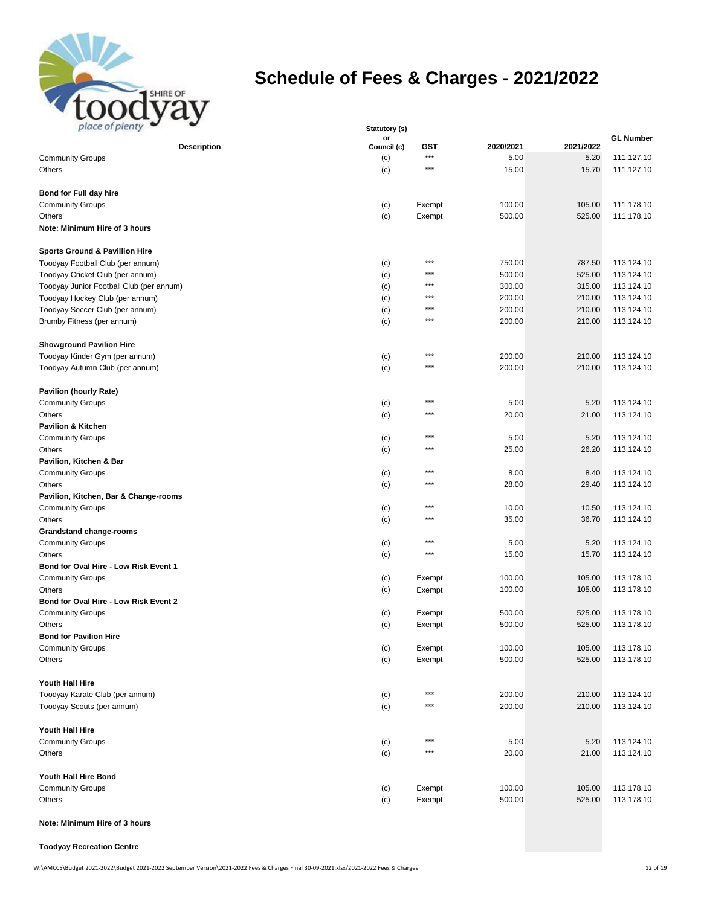# Schedule of Fees & Charges - 2021/2022

| Description | Statutory (s) or Council (c) | GST | 2020/2021 | 2021/2022 | GL Number |
|---|---|---|---|---|---|
| Community Groups | (c) | *** | 5.00 | 5.20 | 111.127.10 |
| Others | (c) | *** | 15.00 | 15.70 | 111.127.10 |
| | | | | | |
| **Bond for Full day hire** | | | | | |
| Community Groups | (c) | Exempt | 100.00 | 105.00 | 111.178.10 |
| Others | (c) | Exempt | 500.00 | 525.00 | 111.178.10 |
| **Note: Minimum Hire of 3 hours** | | | | | |
| | | | | | |
| **Sports Ground & Pavillion Hire** | | | | | |
| Toodyay Football Club (per annum) | (c) | *** | 750.00 | 787.50 | 113.124.10 |
| Toodyay Cricket Club (per annum) | (c) | *** | 500.00 | 525.00 | 113.124.10 |
| Toodyay Junior Football Club (per annum) | (c) | *** | 300.00 | 315.00 | 113.124.10 |
| Toodyay Hockey Club (per annum) | (c) | *** | 200.00 | 210.00 | 113.124.10 |
| Toodyay Soccer Club (per annum) | (c) | *** | 200.00 | 210.00 | 113.124.10 |
| Brumby Fitness (per annum) | (c) | *** | 200.00 | 210.00 | 113.124.10 |
| | | | | | |
| **Showground Pavilion Hire** | | | | | |
| Toodyay Kinder Gym (per annum) | (c) | *** | 200.00 | 210.00 | 113.124.10 |
| Toodyay Autumn Club (per annum) | (c) | *** | 200.00 | 210.00 | 113.124.10 |
| | | | | | |
| **Pavilion (hourly Rate)** | | | | | |
| Community Groups | (c) | *** | 5.00 | 5.20 | 113.124.10 |
| Others | (c) | *** | 20.00 | 21.00 | 113.124.10 |
| **Pavilion & Kitchen** | | | | | |
| Community Groups | (c) | *** | 5.00 | 5.20 | 113.124.10 |
| Others | (c) | *** | 25.00 | 26.20 | 113.124.10 |
| **Pavilion, Kitchen & Bar** | | | | | |
| Community Groups | (c) | *** | 8.00 | 8.40 | 113.124.10 |
| Others | (c) | *** | 28.00 | 29.40 | 113.124.10 |
| **Pavilion, Kitchen, Bar & Change-rooms** | | | | | |
| Community Groups | (c) | *** | 10.00 | 10.50 | 113.124.10 |
| Others | (c) | *** | 35.00 | 36.70 | 113.124.10 |
| **Grandstand change-rooms** | | | | | |
| Community Groups | (c) | *** | 5.00 | 5.20 | 113.124.10 |
| Others | (c) | *** | 15.00 | 15.70 | 113.124.10 |
| **Bond for Oval Hire - Low Risk Event 1** | | | | | |
| Community Groups | (c) | Exempt | 100.00 | 105.00 | 113.178.10 |
| Others | (c) | Exempt | 100.00 | 105.00 | 113.178.10 |
| **Bond for Oval Hire - Low Risk Event 2** | | | | | |
| Community Groups | (c) | Exempt | 500.00 | 525.00 | 113.178.10 |
| Others | (c) | Exempt | 500.00 | 525.00 | 113.178.10 |
| **Bond for Pavilion Hire** | | | | | |
| Community Groups | (c) | Exempt | 100.00 | 105.00 | 113.178.10 |
| Others | (c) | Exempt | 500.00 | 525.00 | 113.178.10 |
| | | | | | |
| **Youth Hall Hire** | | | | | |
| Toodyay Karate Club (per annum) | (c) | *** | 200.00 | 210.00 | 113.124.10 |
| Toodyay Scouts (per annum) | (c) | *** | 200.00 | 210.00 | 113.124.10 |
| | | | | | |
| **Youth Hall Hire** | | | | | |
| Community Groups | (c) | *** | 5.00 | 5.20 | 113.124.10 |
| Others | (c) | *** | 20.00 | 21.00 | 113.124.10 |
| | | | | | |
| **Youth Hall Hire Bond** | | | | | |
| Community Groups | (c) | Exempt | 100.00 | 105.00 | 113.178.10 |
| Others | (c) | Exempt | 500.00 | 525.00 | 113.178.10 |
| | | | | | |
| **Note: Minimum Hire of 3 hours** | | | | | |
| | | | | | |
| **Toodyay Recreation Centre** | | | | | |

W:\AMCCS\Budget 2021-2022\Budget 2021-2022 September Version\2021-2022 Fees & Charges Final 30-09-2021.xlsx/2021-2022 Fees & Charges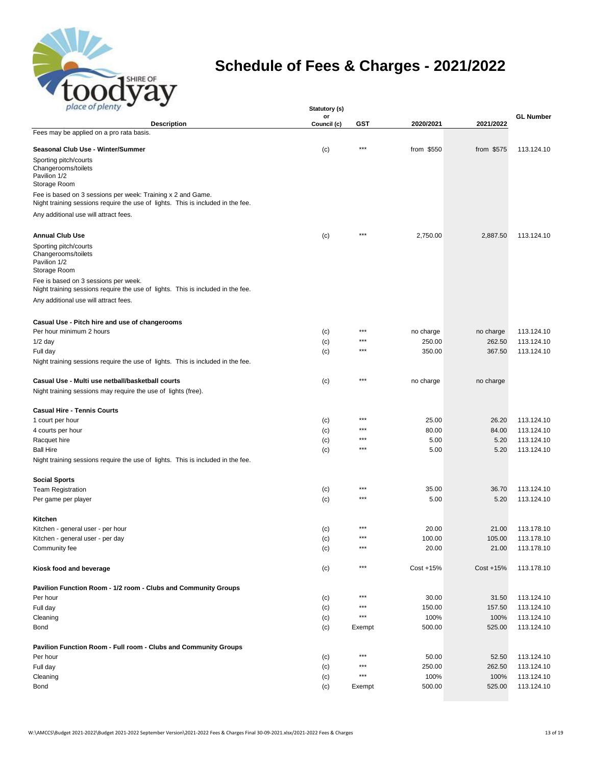# Schedule of Fees & Charges - 2021/2022

| Description | Statutory (s) or Council (c) | GST | 2020/2021 | 2021/2022 | GL Number |
|---|---|---|---|---|---|
| Fees may be applied on a pro rata basis. | | | | | |
| **Seasonal Club Use - Winter/Summer** | (c) | *** | from $550 | from $575 | 113.124.10 |
| Sporting pitch/courts | | | | | |
| Changerooms/toilets | | | | | |
| Pavilion 1/2 | | | | | |
| Storage Room | | | | | |
| Fee is based on 3 sessions per week: Training x 2 and Game. | | | | | |
| Night training sessions require the use of lights. This is included in the fee. | | | | | |
| Any additional use will attract fees. | | | | | |
| **Annual Club Use** | (c) | *** | 2,750.00 | 2,887.50 | 113.124.10 |
| Sporting pitch/courts | | | | | |
| Changerooms/toilets | | | | | |
| Pavilion 1/2 | | | | | |
| Storage Room | | | | | |
| Fee is based on 3 sessions per week. | | | | | |
| Night training sessions require the use of lights. This is included in the fee. | | | | | |
| Any additional use will attract fees. | | | | | |
| **Casual Use - Pitch hire and use of changerooms** | | | | | |
| Per hour minimum 2 hours | (c) | *** | no charge | no charge | 113.124.10 |
| 1/2 day | (c) | *** | 250.00 | 262.50 | 113.124.10 |
| Full day | (c) | *** | 350.00 | 367.50 | 113.124.10 |
| Night training sessions require the use of lights. This is included in the fee. | | | | | |
| **Casual Use - Multi use netball/basketball courts** | (c) | *** | no charge | no charge | |
| Night training sessions may require the use of lights (free). | | | | | |
| **Casual Hire - Tennis Courts** | | | | | |
| 1 court per hour | (c) | *** | 25.00 | 26.20 | 113.124.10 |
| 4 courts per hour | (c) | *** | 80.00 | 84.00 | 113.124.10 |
| Racquet hire | (c) | *** | 5.00 | 5.20 | 113.124.10 |
| Ball Hire | (c) | *** | 5.00 | 5.20 | 113.124.10 |
| Night training sessions require the use of lights. This is included in the fee. | | | | | |
| **Social Sports** | | | | | |
| Team Registration | (c) | *** | 35.00 | 36.70 | 113.124.10 |
| Per game per player | (c) | *** | 5.00 | 5.20 | 113.124.10 |
| **Kitchen** | | | | | |
| Kitchen - general user - per hour | (c) | *** | 20.00 | 21.00 | 113.178.10 |
| Kitchen - general user - per day | (c) | *** | 100.00 | 105.00 | 113.178.10 |
| Community fee | (c) | *** | 20.00 | 21.00 | 113.178.10 |
| **Kiosk food and beverage** | (c) | *** | Cost +15% | Cost +15% | 113.178.10 |
| **Pavilion Function Room - 1/2 room - Clubs and Community Groups** | | | | | |
| Per hour | (c) | *** | 30.00 | 31.50 | 113.124.10 |
| Full day | (c) | *** | 150.00 | 157.50 | 113.124.10 |
| Cleaning | (c) | *** | 100% | 100% | 113.124.10 |
| Bond | (c) | Exempt | 500.00 | 525.00 | 113.124.10 |
| **Pavilion Function Room - Full room - Clubs and Community Groups** | | | | | |
| Per hour | (c) | *** | 50.00 | 52.50 | 113.124.10 |
| Full day | (c) | *** | 250.00 | 262.50 | 113.124.10 |
| Cleaning | (c) | *** | 100% | 100% | 113.124.10 |
| Bond | (c) | Exempt | 500.00 | 525.00 | 113.124.10 |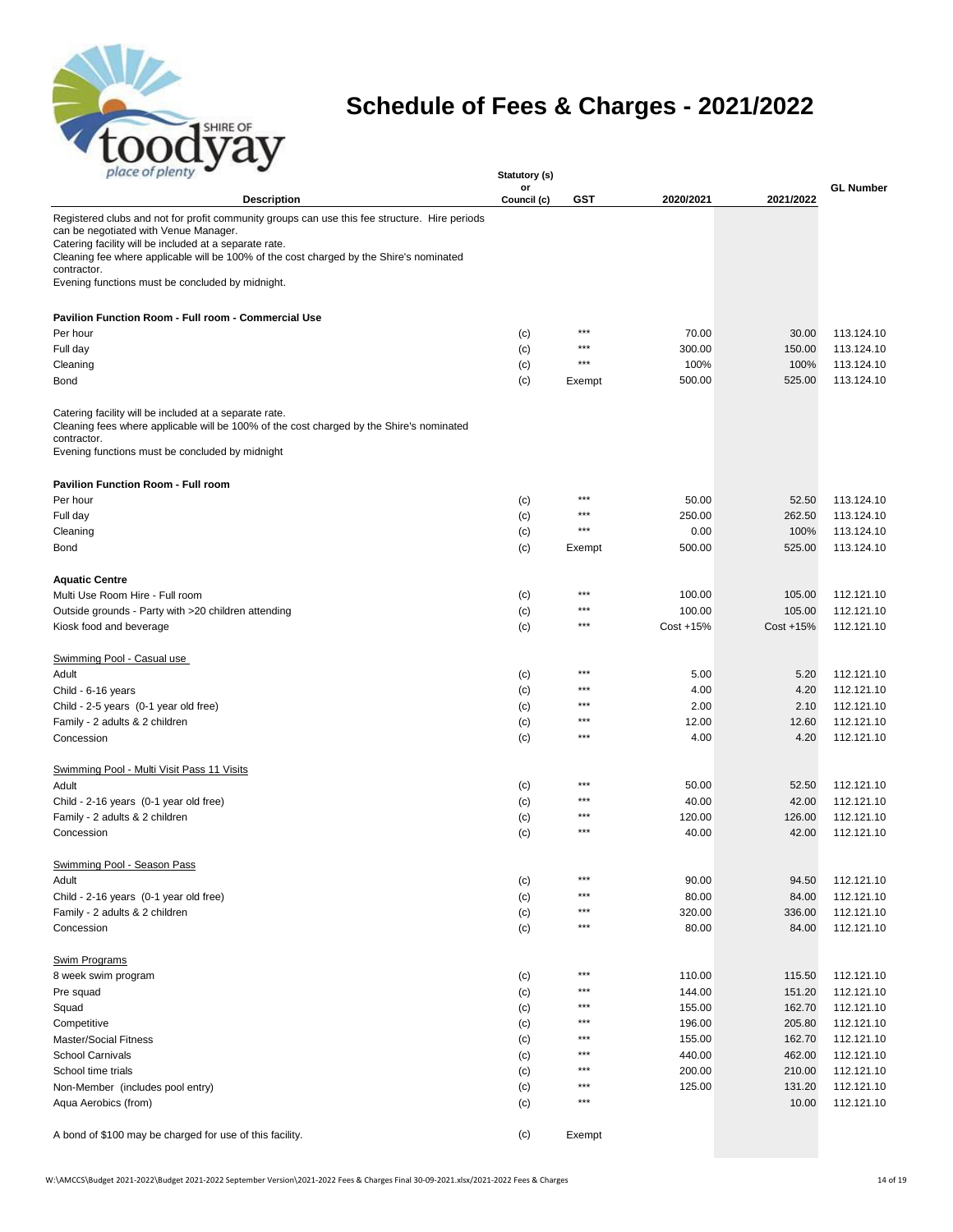# Schedule of Fees & Charges - 2021/2022

| Description | Statutory (s) or Council (c) | GST | 2020/2021 | 2021/2022 | GL Number |
|---|---|---|---|---|---|
| Registered clubs and not for profit community groups can use this fee structure. Hire periods can be negotiated with Venue Manager. Catering facility will be included at a separate rate. Cleaning fee where applicable will be 100% of the cost charged by the Shire's nominated contractor. Evening functions must be concluded by midnight. | | | | | |
| **Pavilion Function Room - Full room - Commercial Use** | | | | | |
| Per hour | (c) | *** | 70.00 | 30.00 | 113.124.10 |
| Full day | (c) | *** | 300.00 | 150.00 | 113.124.10 |
| Cleaning | (c) | *** | 100% | 100% | 113.124.10 |
| Bond | (c) | Exempt | 500.00 | 525.00 | 113.124.10 |
| Catering facility will be included at a separate rate. Cleaning fees where applicable will be 100% of the cost charged by the Shire's nominated contractor. Evening functions must be concluded by midnight | | | | | |
| **Pavilion Function Room - Full room** | | | | | |
| Per hour | (c) | *** | 50.00 | 52.50 | 113.124.10 |
| Full day | (c) | *** | 250.00 | 262.50 | 113.124.10 |
| Cleaning | (c) | *** | 0.00 | 100% | 113.124.10 |
| Bond | (c) | Exempt | 500.00 | 525.00 | 113.124.10 |
| **Aquatic Centre** | | | | | |
| Multi Use Room Hire - Full room | (c) | *** | 100.00 | 105.00 | 112.121.10 |
| Outside grounds - Party with >20 children attending | (c) | *** | 100.00 | 105.00 | 112.121.10 |
| Kiosk food and beverage | (c) | *** | Cost +15% | Cost +15% | 112.121.10 |
| <u>Swimming Pool - Casual use</u> | | | | | |
| Adult | (c) | *** | 5.00 | 5.20 | 112.121.10 |
| Child - 6-16 years | (c) | *** | 4.00 | 4.20 | 112.121.10 |
| Child - 2-5 years (0-1 year old free) | (c) | *** | 2.00 | 2.10 | 112.121.10 |
| Family - 2 adults & 2 children | (c) | *** | 12.00 | 12.60 | 112.121.10 |
| Concession | (c) | *** | 4.00 | 4.20 | 112.121.10 |
| <u>Swimming Pool - Multi Visit Pass 11 Visits</u> | | | | | |
| Adult | (c) | *** | 50.00 | 52.50 | 112.121.10 |
| Child - 2-16 years (0-1 year old free) | (c) | *** | 40.00 | 42.00 | 112.121.10 |
| Family - 2 adults & 2 children | (c) | *** | 120.00 | 126.00 | 112.121.10 |
| Concession | (c) | *** | 40.00 | 42.00 | 112.121.10 |
| <u>Swimming Pool - Season Pass</u> | | | | | |
| Adult | (c) | *** | 90.00 | 94.50 | 112.121.10 |
| Child - 2-16 years (0-1 year old free) | (c) | *** | 80.00 | 84.00 | 112.121.10 |
| Family - 2 adults & 2 children | (c) | *** | 320.00 | 336.00 | 112.121.10 |
| Concession | (c) | *** | 80.00 | 84.00 | 112.121.10 |
| <u>Swim Programs</u> | | | | | |
| 8 week swim program | (c) | *** | 110.00 | 115.50 | 112.121.10 |
| Pre squad | (c) | *** | 144.00 | 151.20 | 112.121.10 |
| Squad | (c) | *** | 155.00 | 162.70 | 112.121.10 |
| Competitive | (c) | *** | 196.00 | 205.80 | 112.121.10 |
| Master/Social Fitness | (c) | *** | 155.00 | 162.70 | 112.121.10 |
| School Carnivals | (c) | *** | 440.00 | 462.00 | 112.121.10 |
| School time trials | (c) | *** | 200.00 | 210.00 | 112.121.10 |
| Non-Member (includes pool entry) | (c) | *** | 125.00 | 131.20 | 112.121.10 |
| Aqua Aerobics (from) | (c) | *** | | 10.00 | 112.121.10 |
| A bond of $100 may be charged for use of this facility. | (c) | Exempt | | | |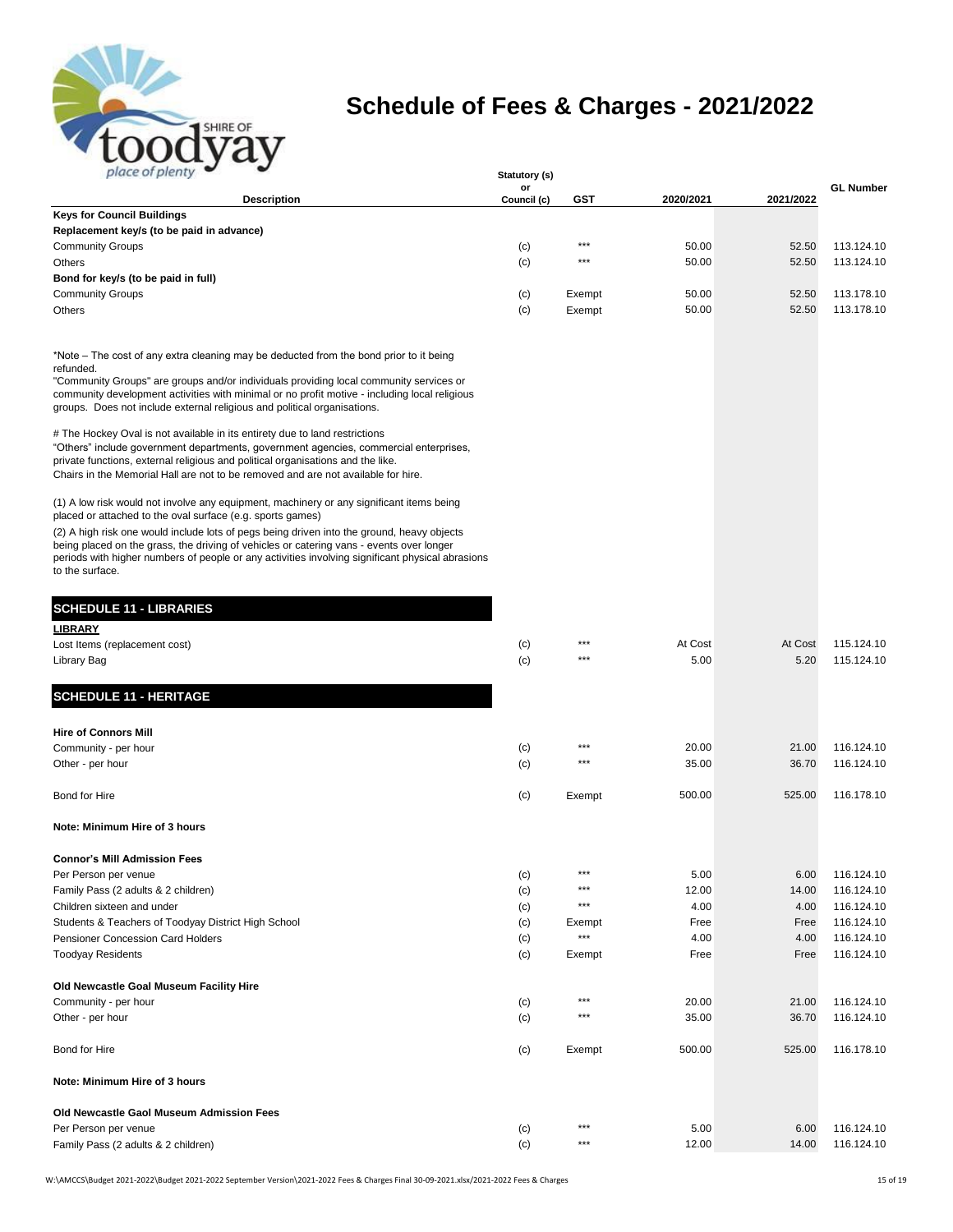# Schedule of Fees & Charges - 2021/2022

| Description | Statutory (s) or Council (c) | GST | 2020/2021 | 2021/2022 | GL Number |
|---|---|---|---|---|---|
| **Keys for Council Buildings** | | | | | |
| **Replacement key/s (to be paid in advance)** | | | | | |
| Community Groups | (c) | *** | 50.00 | 52.50 | 113.124.10 |
| Others | (c) | *** | 50.00 | 52.50 | 113.124.10 |
| **Bond for key/s (to be paid in full)** | | | | | |
| Community Groups | (c) | Exempt | 50.00 | 52.50 | 113.178.10 |
| Others | (c) | Exempt | 50.00 | 52.50 | 113.178.10 |

*Note – The cost of any extra cleaning may be deducted from the bond prior to it being refunded.
"Community Groups" are groups and/or individuals providing local community services or community development activities with minimal or no profit motive - including local religious groups. Does not include external religious and political organisations.

# The Hockey Oval is not available in its entirety due to land restrictions
"Others" include government departments, government agencies, commercial enterprises, private functions, external religious and political organisations and the like.
Chairs in the Memorial Hall are not to be removed and are not available for hire.

(1) A low risk would not involve any equipment, machinery or any significant items being placed or attached to the oval surface (e.g. sports games)

(2) A high risk one would include lots of pegs being driven into the ground, heavy objects being placed on the grass, the driving of vehicles or catering vans - events over longer periods with higher numbers of people or any activities involving significant physical abrasions to the surface.

## SCHEDULE 11 - LIBRARIES

| Description | Statutory (s) or Council (c) | GST | 2020/2021 | 2021/2022 | GL Number |
|---|---|---|---|---|---|
| **LIBRARY** | | | | | |
| Lost Items (replacement cost) | (c) | *** | At Cost | At Cost | 115.124.10 |
| Library Bag | (c) | *** | 5.00 | 5.20 | 115.124.10 |

## SCHEDULE 11 - HERITAGE

| Description | Statutory (s) or Council (c) | GST | 2020/2021 | 2021/2022 | GL Number |
|---|---|---|---|---|---|
| **Hire of Connors Mill** | | | | | |
| Community - per hour | (c) | *** | 20.00 | 21.00 | 116.124.10 |
| Other - per hour | (c) | *** | 35.00 | 36.70 | 116.124.10 |
| Bond for Hire | (c) | Exempt | 500.00 | 525.00 | 116.178.10 |
| **Note: Minimum Hire of 3 hours** | | | | | |
| **Connor's Mill Admission Fees** | | | | | |
| Per Person per venue | (c) | *** | 5.00 | 6.00 | 116.124.10 |
| Family Pass (2 adults & 2 children) | (c) | *** | 12.00 | 14.00 | 116.124.10 |
| Children sixteen and under | (c) | *** | 4.00 | 4.00 | 116.124.10 |
| Students & Teachers of Toodyay District High School | (c) | Exempt | Free | Free | 116.124.10 |
| Pensioner Concession Card Holders | (c) | *** | 4.00 | 4.00 | 116.124.10 |
| Toodyay Residents | (c) | Exempt | Free | Free | 116.124.10 |
| **Old Newcastle Goal Museum Facility Hire** | | | | | |
| Community - per hour | (c) | *** | 20.00 | 21.00 | 116.124.10 |
| Other - per hour | (c) | *** | 35.00 | 36.70 | 116.124.10 |
| Bond for Hire | (c) | Exempt | 500.00 | 525.00 | 116.178.10 |
| **Note: Minimum Hire of 3 hours** | | | | | |
| **Old Newcastle Gaol Museum Admission Fees** | | | | | |
| Per Person per venue | (c) | *** | 5.00 | 6.00 | 116.124.10 |
| Family Pass (2 adults & 2 children) | (c) | *** | 12.00 | 14.00 | 116.124.10 |

W:\AMCCS\Budget 2021-2022\Budget 2021-2022 September Version\2021-2022 Fees & Charges Final 30-09-2021.xlsx/2021-2022 Fees & Charges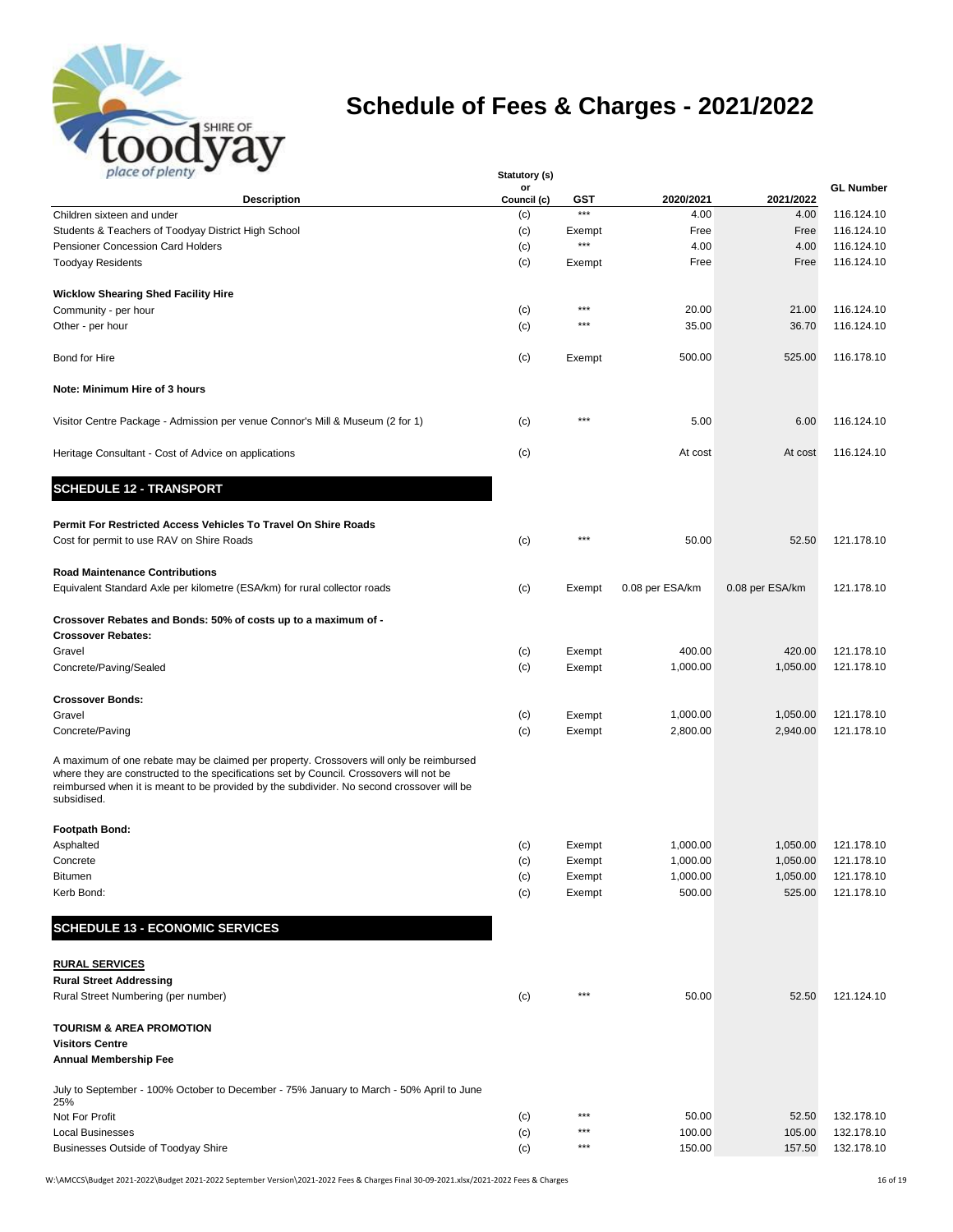# Schedule of Fees & Charges - 2021/2022

| Description | Statutory (s) or Council (c) | GST | 2020/2021 | 2021/2022 | GL Number |
|---|---|---|---|---|---|
| Children sixteen and under | (c) | *** | 4.00 | 4.00 | 116.124.10 |
| Students & Teachers of Toodyay District High School | (c) | Exempt | Free | Free | 116.124.10 |
| Pensioner Concession Card Holders | (c) | *** | 4.00 | 4.00 | 116.124.10 |
| Toodyay Residents | (c) | Exempt | Free | Free | 116.124.10 |
| **Wicklow Shearing Shed Facility Hire** | | | | | |
| Community - per hour | (c) | *** | 20.00 | 21.00 | 116.124.10 |
| Other - per hour | (c) | *** | 35.00 | 36.70 | 116.124.10 |
| Bond for Hire | (c) | Exempt | 500.00 | 525.00 | 116.178.10 |
| **Note: Minimum Hire of 3 hours** | | | | | |
| Visitor Centre Package - Admission per venue Connor's Mill & Museum (2 for 1) | (c) | *** | 5.00 | 6.00 | 116.124.10 |
| Heritage Consultant - Cost of Advice on applications | (c) | | At cost | At cost | 116.124.10 |

## SCHEDULE 12 - TRANSPORT

| Description | Statutory (s) or Council (c) | GST | 2020/2021 | 2021/2022 | GL Number |
|---|---|---|---|---|---|
| **Permit For Restricted Access Vehicles To Travel On Shire Roads** | | | | | |
| Cost for permit to use RAV on Shire Roads | (c) | *** | 50.00 | 52.50 | 121.178.10 |
| **Road Maintenance Contributions** | | | | | |
| Equivalent Standard Axle per kilometre (ESA/km) for rural collector roads | (c) | Exempt | 0.08 per ESA/km | 0.08 per ESA/km | 121.178.10 |
| **Crossover Rebates and Bonds: 50% of costs up to a maximum of -** | | | | | |
| **Crossover Rebates:** | | | | | |
| Gravel | (c) | Exempt | 400.00 | 420.00 | 121.178.10 |
| Concrete/Paving/Sealed | (c) | Exempt | 1,000.00 | 1,050.00 | 121.178.10 |
| **Crossover Bonds:** | | | | | |
| Gravel | (c) | Exempt | 1,000.00 | 1,050.00 | 121.178.10 |
| Concrete/Paving | (c) | Exempt | 2,800.00 | 2,940.00 | 121.178.10 |

A maximum of one rebate may be claimed per property. Crossovers will only be reimbursed where they are constructed to the specifications set by Council. Crossovers will not be reimbursed when it is meant to be provided by the subdivider. No second crossover will be subsidised.

| Description | Statutory (s) or Council (c) | GST | 2020/2021 | 2021/2022 | GL Number |
|---|---|---|---|---|---|
| **Footpath Bond:** | | | | | |
| Asphalted | (c) | Exempt | 1,000.00 | 1,050.00 | 121.178.10 |
| Concrete | (c) | Exempt | 1,000.00 | 1,050.00 | 121.178.10 |
| Bitumen | (c) | Exempt | 1,000.00 | 1,050.00 | 121.178.10 |
| Kerb Bond: | (c) | Exempt | 500.00 | 525.00 | 121.178.10 |

## SCHEDULE 13 - ECONOMIC SERVICES

| Description | Statutory (s) or Council (c) | GST | 2020/2021 | 2021/2022 | GL Number |
|---|---|---|---|---|---|
| **RURAL SERVICES** | | | | | |
| **Rural Street Addressing** | | | | | |
| Rural Street Numbering (per number) | (c) | *** | 50.00 | 52.50 | 121.124.10 |
| **TOURISM & AREA PROMOTION** | | | | | |
| **Visitors Centre** | | | | | |
| **Annual Membership Fee** | | | | | |
| July to September - 100% October to December - 75% January to March - 50% April to June 25% | | | | | |
| Not For Profit | (c) | *** | 50.00 | 52.50 | 132.178.10 |
| Local Businesses | (c) | *** | 100.00 | 105.00 | 132.178.10 |
| Businesses Outside of Toodyay Shire | (c) | *** | 150.00 | 157.50 | 132.178.10 |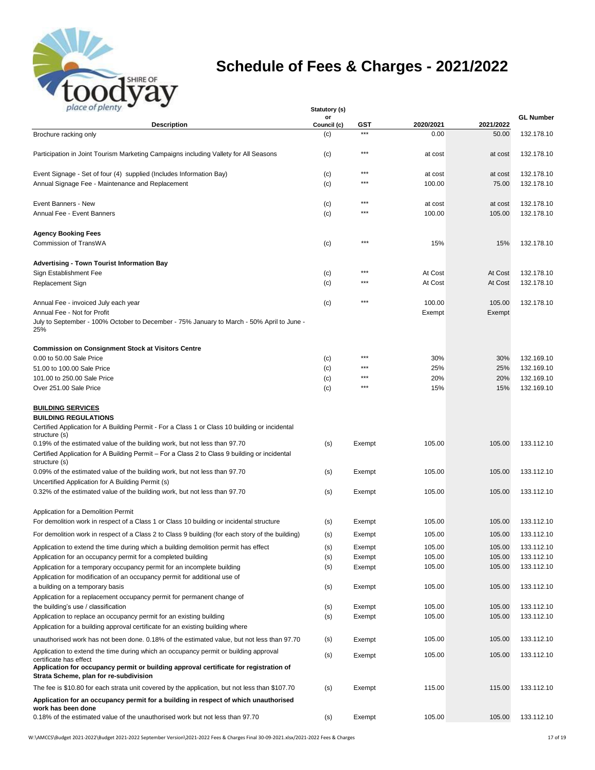# Schedule of Fees & Charges - 2021/2022

| Description | Statutory (s) or Council (c) | GST | 2020/2021 | 2021/2022 | GL Number |
|---|---|---|---|---|---|
| Brochure racking only | (c) | *** | 0.00 | 50.00 | 132.178.10 |
| Participation in Joint Tourism Marketing Campaigns including Valley for All Seasons | (c) | *** | at cost | at cost | 132.178.10 |
| Event Signage - Set of four (4) supplied (Includes Information Bay) | (c) | *** | at cost | at cost | 132.178.10 |
| Annual Signage Fee - Maintenance and Replacement | (c) | *** | 100.00 | 75.00 | 132.178.10 |
| Event Banners - New | (c) | *** | at cost | at cost | 132.178.10 |
| Annual Fee - Event Banners | (c) | *** | 100.00 | 105.00 | 132.178.10 |
| **Agency Booking Fees** | | | | | |
| Commission of TransWA | (c) | *** | 15% | 15% | 132.178.10 |
| **Advertising - Town Tourist Information Bay** | | | | | |
| Sign Establishment Fee | (c) | *** | At Cost | At Cost | 132.178.10 |
| Replacement Sign | (c) | *** | At Cost | At Cost | 132.178.10 |
| Annual Fee - invoiced July each year | (c) | *** | 100.00 | 105.00 | 132.178.10 |
| Annual Fee - Not for Profit | | | Exempt | Exempt | |
| July to September - 100% October to December - 75% January to March - 50% April to June - 25% | | | | | |
| **Commission on Consignment Stock at Visitors Centre** | | | | | |
| 0.00 to 50.00 Sale Price | (c) | *** | 30% | 30% | 132.169.10 |
| 51.00 to 100.00 Sale Price | (c) | *** | 25% | 25% | 132.169.10 |
| 101.00 to 250.00 Sale Price | (c) | *** | 20% | 20% | 132.169.10 |
| Over 251.00 Sale Price | (c) | *** | 15% | 15% | 132.169.10 |
| **BUILDING SERVICES** | | | | | |
| **BUILDING REGULATIONS** | | | | | |
| Certified Application for A Building Permit - For a Class 1 or Class 10 building or incidental structure (s) | | | | | |
| 0.19% of the estimated value of the building work, but not less than 97.70 | (s) | Exempt | 105.00 | 105.00 | 133.112.10 |
| Certified Application for A Building Permit – For a Class 2 to Class 9 building or incidental structure (s) | | | | | |
| 0.09% of the estimated value of the building work, but not less than 97.70 | (s) | Exempt | 105.00 | 105.00 | 133.112.10 |
| Uncertified Application for A Building Permit (s) | | | | | |
| 0.32% of the estimated value of the building work, but not less than 97.70 | (s) | Exempt | 105.00 | 105.00 | 133.112.10 |
| Application for a Demolition Permit | | | | | |
| For demolition work in respect of a Class 1 or Class 10 building or incidental structure | (s) | Exempt | 105.00 | 105.00 | 133.112.10 |
| For demolition work in respect of a Class 2 to Class 9 building (for each story of the building) | (s) | Exempt | 105.00 | 105.00 | 133.112.10 |
| Application to extend the time during which a building demolition permit has effect | (s) | Exempt | 105.00 | 105.00 | 133.112.10 |
| Application for an occupancy permit for a completed building | (s) | Exempt | 105.00 | 105.00 | 133.112.10 |
| Application for a temporary occupancy permit for an incomplete building | (s) | Exempt | 105.00 | 105.00 | 133.112.10 |
| Application for modification of an occupancy permit for additional use of a building on a temporary basis | (s) | Exempt | 105.00 | 105.00 | 133.112.10 |
| Application for a replacement occupancy permit for permanent change of the building's use / classification | (s) | Exempt | 105.00 | 105.00 | 133.112.10 |
| Application to replace an occupancy permit for an existing building | (s) | Exempt | 105.00 | 105.00 | 133.112.10 |
| Application for a building approval certificate for an existing building where unauthorised work has not been done. 0.18% of the estimated value, but not less than 97.70 | (s) | Exempt | 105.00 | 105.00 | 133.112.10 |
| Application to extend the time during which an occupancy permit or building approval certificate has effect | (s) | Exempt | 105.00 | 105.00 | 133.112.10 |
| **Application for occupancy permit or building approval certificate for registration of Strata Scheme, plan for re-subdivision** | | | | | |
| The fee is $10.80 for each strata unit covered by the application, but not less than $107.70 | (s) | Exempt | 115.00 | 115.00 | 133.112.10 |
| **Application for an occupancy permit for a building in respect of which unauthorised work has been done** | | | | | |
| 0.18% of the estimated value of the unauthorised work but not less than 97.70 | (s) | Exempt | 105.00 | 105.00 | 133.112.10 |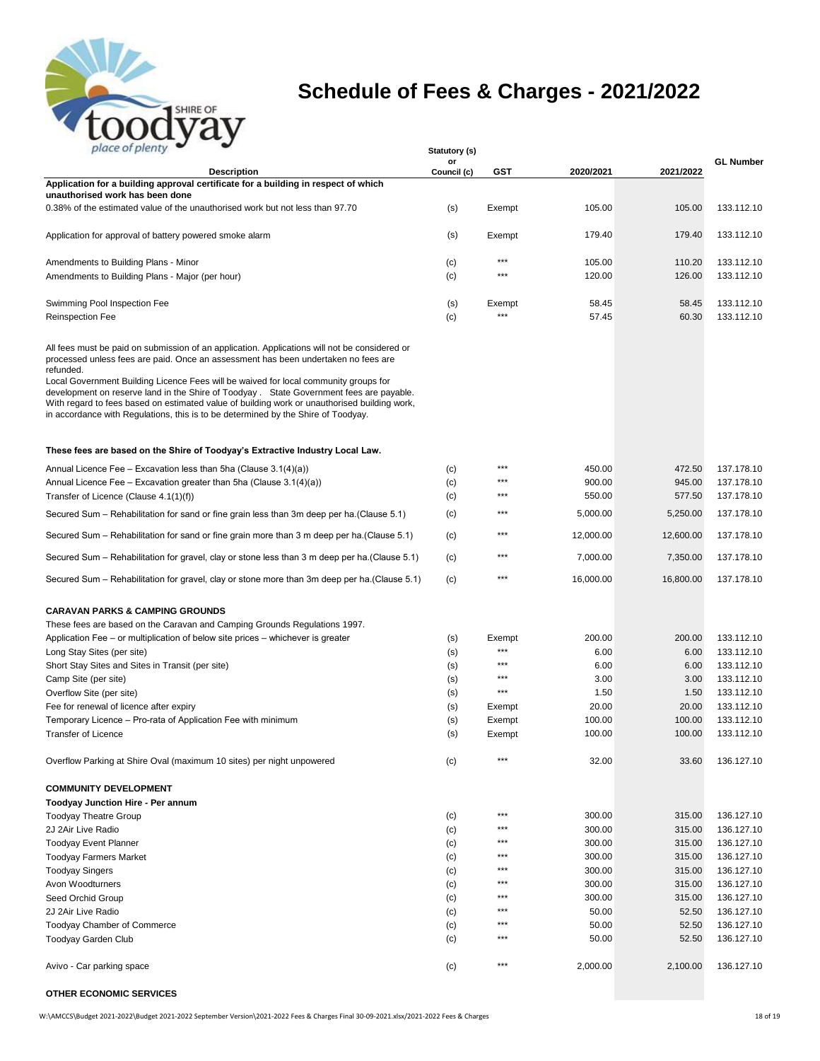# Schedule of Fees & Charges - 2021/2022

| Description | Statutory (s) or Council (c) | GST | 2020/2021 | 2021/2022 | GL Number |
|---|---|---|---|---|---|
| **Application for a building approval certificate for a building in respect of which unauthorised work has been done** | | | | | |
| 0.38% of the estimated value of the unauthorised work but not less than 97.70 | (s) | Exempt | 105.00 | 105.00 | 133.112.10 |
| Application for approval of battery powered smoke alarm | (s) | Exempt | 179.40 | 179.40 | 133.112.10 |
| Amendments to Building Plans - Minor | (c) | *** | 105.00 | 110.20 | 133.112.10 |
| Amendments to Building Plans - Major (per hour) | (c) | *** | 120.00 | 126.00 | 133.112.10 |
| Swimming Pool Inspection Fee | (s) | Exempt | 58.45 | 58.45 | 133.112.10 |
| Reinspection Fee | (c) | *** | 57.45 | 60.30 | 133.112.10 |

All fees must be paid on submission of an application. Applications will not be considered or processed unless fees are paid. Once an assessment has been undertaken no fees are refunded.
Local Government Building Licence Fees will be waived for local community groups for development on reserve land in the Shire of Toodyay. State Government fees are payable.
With regard to fees based on estimated value of building work or unauthorised building work, in accordance with Regulations, this is to be determined by the Shire of Toodyay.

**These fees are based on the Shire of Toodyay's Extractive Industry Local Law.**

| Description | Statutory (s) or Council (c) | GST | 2020/2021 | 2021/2022 | GL Number |
|---|---|---|---|---|---|
| Annual Licence Fee – Excavation less than 5ha (Clause 3.1(4)(a)) | (c) | *** | 450.00 | 472.50 | 137.178.10 |
| Annual Licence Fee – Excavation greater than 5ha (Clause 3.1(4)(a)) | (c) | *** | 900.00 | 945.00 | 137.178.10 |
| Transfer of Licence (Clause 4.1(1)(f)) | (c) | *** | 550.00 | 577.50 | 137.178.10 |
| Secured Sum – Rehabilitation for sand or fine grain less than 3m deep per ha.(Clause 5.1) | (c) | *** | 5,000.00 | 5,250.00 | 137.178.10 |
| Secured Sum – Rehabilitation for sand or fine grain more than 3 m deep per ha.(Clause 5.1) | (c) | *** | 12,000.00 | 12,600.00 | 137.178.10 |
| Secured Sum – Rehabilitation for gravel, clay or stone less than 3 m deep per ha.(Clause 5.1) | (c) | *** | 7,000.00 | 7,350.00 | 137.178.10 |
| Secured Sum – Rehabilitation for gravel, clay or stone more than 3m deep per ha.(Clause 5.1) | (c) | *** | 16,000.00 | 16,800.00 | 137.178.10 |
| **CARAVAN PARKS & CAMPING GROUNDS** | | | | | |
| These fees are based on the Caravan and Camping Grounds Regulations 1997. | | | | | |
| Application Fee – or multiplication of below site prices – whichever is greater | (s) | Exempt | 200.00 | 200.00 | 133.112.10 |
| Long Stay Sites (per site) | (s) | *** | 6.00 | 6.00 | 133.112.10 |
| Short Stay Sites and Sites in Transit (per site) | (s) | *** | 6.00 | 6.00 | 133.112.10 |
| Camp Site (per site) | (s) | *** | 3.00 | 3.00 | 133.112.10 |
| Overflow Site (per site) | (s) | *** | 1.50 | 1.50 | 133.112.10 |
| Fee for renewal of licence after expiry | (s) | Exempt | 20.00 | 20.00 | 133.112.10 |
| Temporary Licence – Pro-rata of Application Fee with minimum | (s) | Exempt | 100.00 | 100.00 | 133.112.10 |
| Transfer of Licence | (s) | Exempt | 100.00 | 100.00 | 133.112.10 |
| Overflow Parking at Shire Oval (maximum 10 sites) per night unpowered | (c) | *** | 32.00 | 33.60 | 136.127.10 |
| **COMMUNITY DEVELOPMENT** | | | | | |
| **Toodyay Junction Hire - Per annum** | | | | | |
| Toodyay Theatre Group | (c) | *** | 300.00 | 315.00 | 136.127.10 |
| 2J 2Air Live Radio | (c) | *** | 300.00 | 315.00 | 136.127.10 |
| Toodyay Event Planner | (c) | *** | 300.00 | 315.00 | 136.127.10 |
| Toodyay Farmers Market | (c) | *** | 300.00 | 315.00 | 136.127.10 |
| Toodyay Singers | (c) | *** | 300.00 | 315.00 | 136.127.10 |
| Avon Woodturners | (c) | *** | 300.00 | 315.00 | 136.127.10 |
| Seed Orchid Group | (c) | *** | 300.00 | 315.00 | 136.127.10 |
| 2J 2Air Live Radio | (c) | *** | 50.00 | 52.50 | 136.127.10 |
| Toodyay Chamber of Commerce | (c) | *** | 50.00 | 52.50 | 136.127.10 |
| Toodyay Garden Club | (c) | *** | 50.00 | 52.50 | 136.127.10 |
| Avivo - Car parking space | (c) | *** | 2,000.00 | 2,100.00 | 136.127.10 |

**OTHER ECONOMIC SERVICES**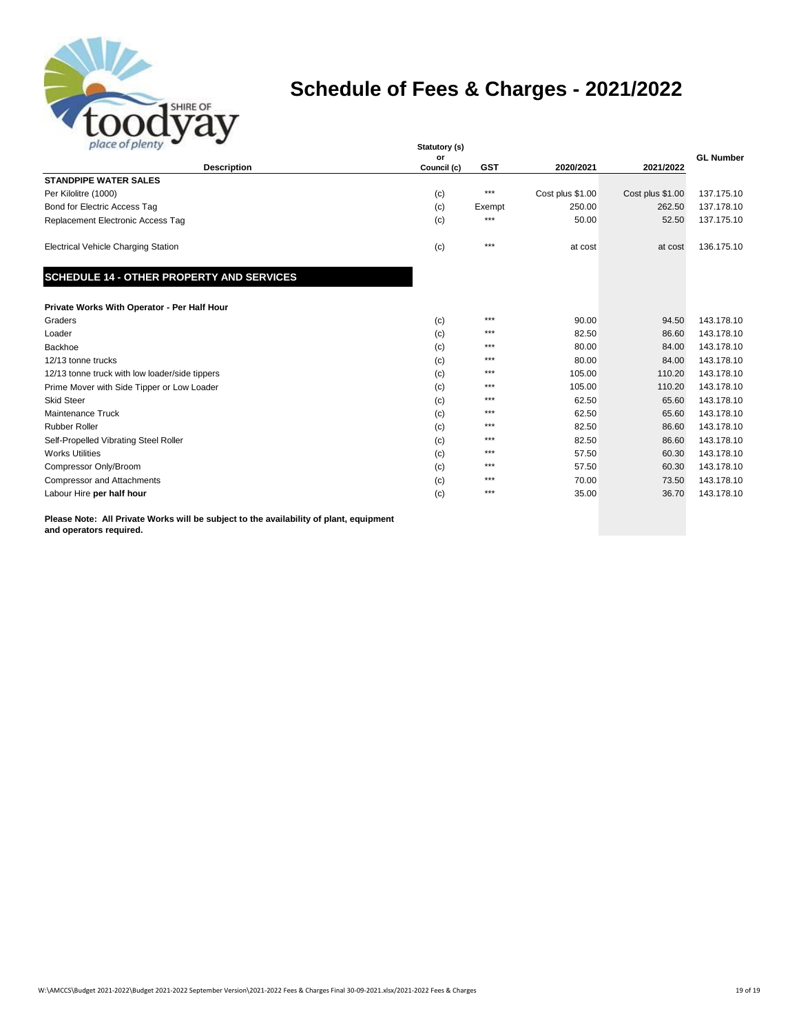# Schedule of Fees & Charges - 2021/2022

| Description | Statutory (s) or Council (c) | GST | 2020/2021 | 2021/2022 | GL Number |
|---|---|---|---|---|---|
| **STANDPIPE WATER SALES** | | | | | |
| Per Kilolitre (1000) | (c) | *** | Cost plus $1.00 | Cost plus $1.00 | 137.175.10 |
| Bond for Electric Access Tag | (c) | Exempt | 250.00 | 262.50 | 137.178.10 |
| Replacement Electronic Access Tag | (c) | *** | 50.00 | 52.50 | 137.175.10 |
| Electrical Vehicle Charging Station | (c) | *** | at cost | at cost | 136.175.10 |
| **SCHEDULE 14 - OTHER PROPERTY AND SERVICES** | | | | | |
| **Private Works With Operator - Per Half Hour** | | | | | |
| Graders | (c) | *** | 90.00 | 94.50 | 143.178.10 |
| Loader | (c) | *** | 82.50 | 86.60 | 143.178.10 |
| Backhoe | (c) | *** | 80.00 | 84.00 | 143.178.10 |
| 12/13 tonne trucks | (c) | *** | 80.00 | 84.00 | 143.178.10 |
| 12/13 tonne truck with low loader/side tippers | (c) | *** | 105.00 | 110.20 | 143.178.10 |
| Prime Mover with Side Tipper or Low Loader | (c) | *** | 105.00 | 110.20 | 143.178.10 |
| Skid Steer | (c) | *** | 62.50 | 65.60 | 143.178.10 |
| Maintenance Truck | (c) | *** | 62.50 | 65.60 | 143.178.10 |
| Rubber Roller | (c) | *** | 82.50 | 86.60 | 143.178.10 |
| Self-Propelled Vibrating Steel Roller | (c) | *** | 82.50 | 86.60 | 143.178.10 |
| Works Utilities | (c) | *** | 57.50 | 60.30 | 143.178.10 |
| Compressor Only/Broom | (c) | *** | 57.50 | 60.30 | 143.178.10 |
| Compressor and Attachments | (c) | *** | 70.00 | 73.50 | 143.178.10 |
| Labour Hire **per half hour** | (c) | *** | 35.00 | 36.70 | 143.178.10 |

**Please Note: All Private Works will be subject to the availability of plant, equipment and operators required.**